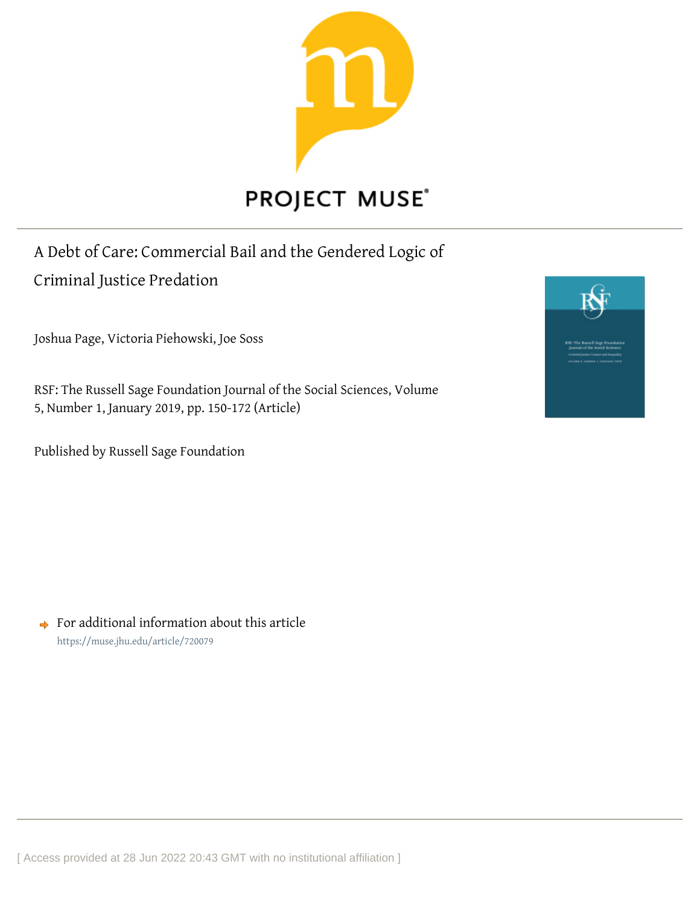PROJECT MUSE®

A Debt of Care: Commercial Bail and the Gendered Logic of Criminal Justice Predation

Joshua Page, Victoria Piehowski, Joe Soss

RSF: The Russell Sage Foundation Journal of the Social Sciences, Volume 5, Number 1, January 2019, pp. 150-172 (Article)

Published by Russell Sage Foundation

For additional information about this article
https://muse.jhu.edu/article/720079

[ Access provided at 28 Jun 2022 20:43 GMT with no institutional affiliation ]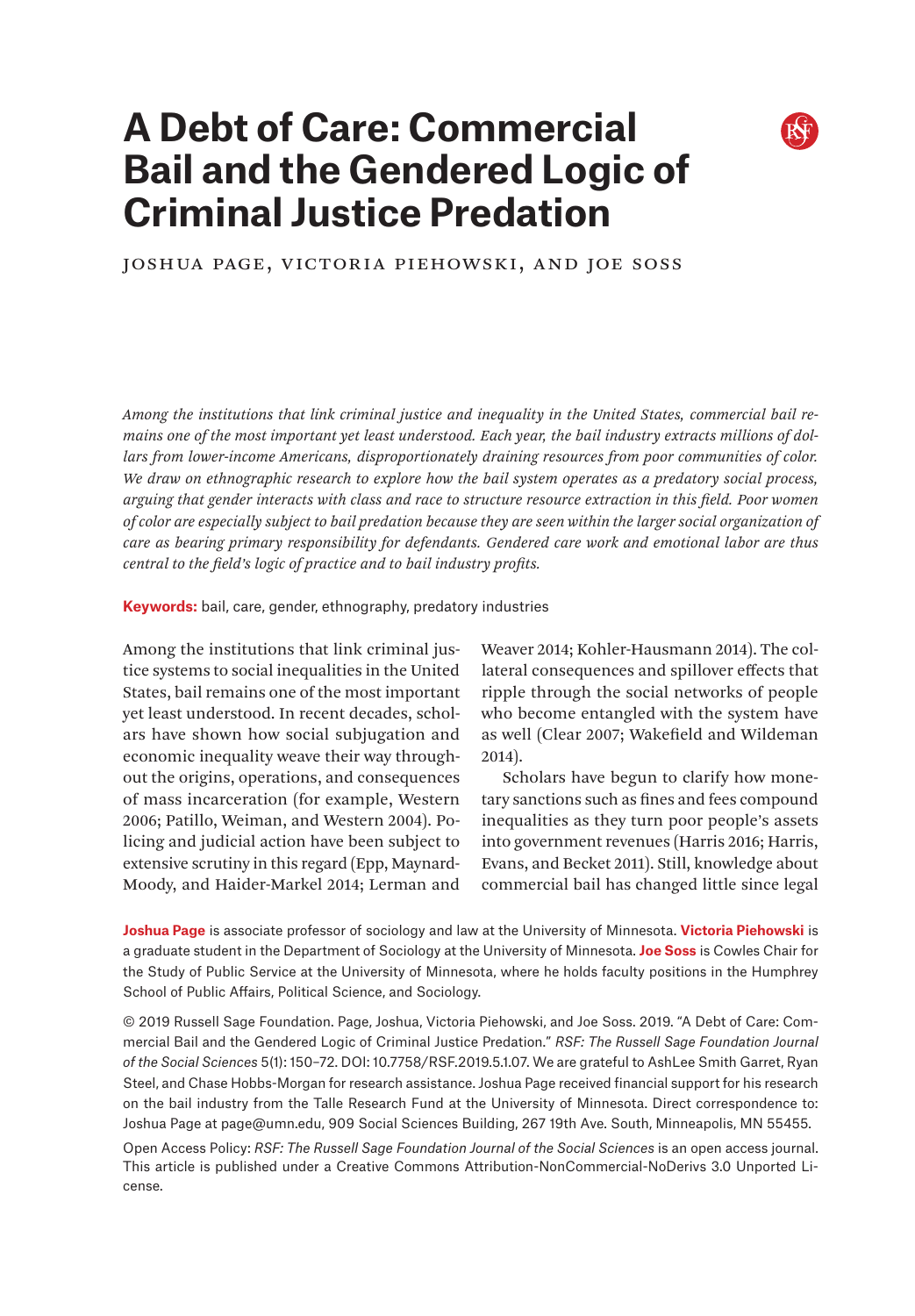# A Debt of Care: Commercial Bail and the Gendered Logic of Criminal Justice Predation

JOSHUA PAGE, VICTORIA PIEHOWSKI, AND JOE SOSS

*Among the institutions that link criminal justice and inequality in the United States, commercial bail remains one of the most important yet least understood. Each year, the bail industry extracts millions of dollars from lower-income Americans, disproportionately draining resources from poor communities of color. We draw on ethnographic research to explore how the bail system operates as a predatory social process, arguing that gender interacts with class and race to structure resource extraction in this field. Poor women of color are especially subject to bail predation because they are seen within the larger social organization of care as bearing primary responsibility for defendants. Gendered care work and emotional labor are thus central to the field's logic of practice and to bail industry profits.*

**Keywords:** bail, care, gender, ethnography, predatory industries

Among the institutions that link criminal justice systems to social inequalities in the United States, bail remains one of the most important yet least understood. In recent decades, scholars have shown how social subjugation and economic inequality weave their way throughout the origins, operations, and consequences of mass incarceration (for example, Western 2006; Patillo, Weiman, and Western 2004). Policing and judicial action have been subject to extensive scrutiny in this regard (Epp, Maynard-Moody, and Haider-Markel 2014; Lerman and Weaver 2014; Kohler-Hausmann 2014). The collateral consequences and spillover effects that ripple through the social networks of people who become entangled with the system have as well (Clear 2007; Wakefield and Wildeman 2014).

Scholars have begun to clarify how monetary sanctions such as fines and fees compound inequalities as they turn poor people's assets into government revenues (Harris 2016; Harris, Evans, and Becket 2011). Still, knowledge about commercial bail has changed little since legal

**Joshua Page** is associate professor of sociology and law at the University of Minnesota. **Victoria Piehowski** is a graduate student in the Department of Sociology at the University of Minnesota. **Joe Soss** is Cowles Chair for the Study of Public Service at the University of Minnesota, where he holds faculty positions in the Humphrey School of Public Affairs, Political Science, and Sociology.

© 2019 Russell Sage Foundation. Page, Joshua, Victoria Piehowski, and Joe Soss. 2019. "A Debt of Care: Commercial Bail and the Gendered Logic of Criminal Justice Predation." *RSF: The Russell Sage Foundation Journal of the Social Sciences* 5(1): 150–72. DOI: 10.7758/RSF.2019.5.1.07. We are grateful to AshLee Smith Garret, Ryan Steel, and Chase Hobbs-Morgan for research assistance. Joshua Page received financial support for his research on the bail industry from the Talle Research Fund at the University of Minnesota. Direct correspondence to: Joshua Page at page@umn.edu, 909 Social Sciences Building, 267 19th Ave. South, Minneapolis, MN 55455.

Open Access Policy: *RSF: The Russell Sage Foundation Journal of the Social Sciences* is an open access journal. This article is published under a Creative Commons Attribution-NonCommercial-NoDerivs 3.0 Unported License.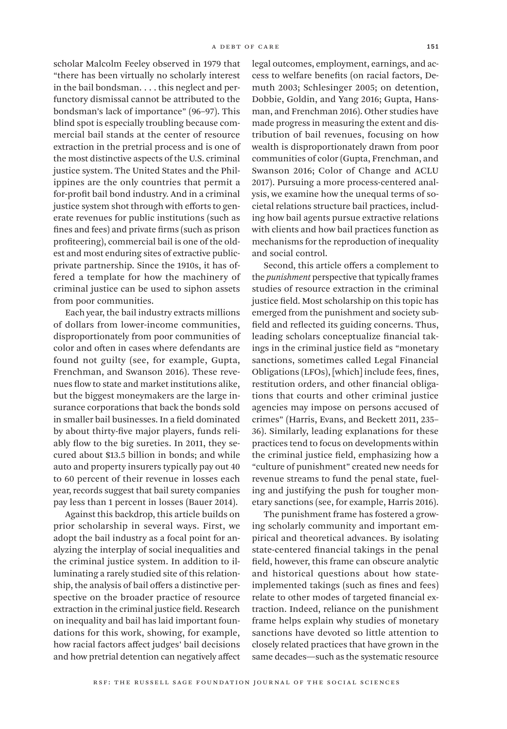scholar Malcolm Feeley observed in 1979 that "there has been virtually no scholarly interest in the bail bondsman. . . . this neglect and perfunctory dismissal cannot be attributed to the bondsman's lack of importance" (96–97). This blind spot is especially troubling because commercial bail stands at the center of resource extraction in the pretrial process and is one of the most distinctive aspects of the U.S. criminal justice system. The United States and the Philippines are the only countries that permit a for-profit bail bond industry. And in a criminal justice system shot through with efforts to generate revenues for public institutions (such as fines and fees) and private firms (such as prison profiteering), commercial bail is one of the oldest and most enduring sites of extractive public-private partnership. Since the 1910s, it has offered a template for how the machinery of criminal justice can be used to siphon assets from poor communities.

Each year, the bail industry extracts millions of dollars from lower-income communities, disproportionately from poor communities of color and often in cases where defendants are found not guilty (see, for example, Gupta, Frenchman, and Swanson 2016). These revenues flow to state and market institutions alike, but the biggest moneymakers are the large insurance corporations that back the bonds sold in smaller bail businesses. In a field dominated by about thirty-five major players, funds reliably flow to the big sureties. In 2011, they secured about $13.5 billion in bonds; and while auto and property insurers typically pay out 40 to 60 percent of their revenue in losses each year, records suggest that bail surety companies pay less than 1 percent in losses (Bauer 2014).

Against this backdrop, this article builds on prior scholarship in several ways. First, we adopt the bail industry as a focal point for analyzing the interplay of social inequalities and the criminal justice system. In addition to illuminating a rarely studied site of this relationship, the analysis of bail offers a distinctive perspective on the broader practice of resource extraction in the criminal justice field. Research on inequality and bail has laid important foundations for this work, showing, for example, how racial factors affect judges' bail decisions and how pretrial detention can negatively affect legal outcomes, employment, earnings, and access to welfare benefits (on racial factors, Demuth 2003; Schlesinger 2005; on detention, Dobbie, Goldin, and Yang 2016; Gupta, Hansman, and Frenchman 2016). Other studies have made progress in measuring the extent and distribution of bail revenues, focusing on how wealth is disproportionately drawn from poor communities of color (Gupta, Frenchman, and Swanson 2016; Color of Change and ACLU 2017). Pursuing a more process-centered analysis, we examine how the unequal terms of societal relations structure bail practices, including how bail agents pursue extractive relations with clients and how bail practices function as mechanisms for the reproduction of inequality and social control.

Second, this article offers a complement to the *punishment* perspective that typically frames studies of resource extraction in the criminal justice field. Most scholarship on this topic has emerged from the punishment and society subfield and reflected its guiding concerns. Thus, leading scholars conceptualize financial takings in the criminal justice field as "monetary sanctions, sometimes called Legal Financial Obligations (LFOs), [which] include fees, fines, restitution orders, and other financial obligations that courts and other criminal justice agencies may impose on persons accused of crimes" (Harris, Evans, and Beckett 2011, 235–36). Similarly, leading explanations for these practices tend to focus on developments within the criminal justice field, emphasizing how a "culture of punishment" created new needs for revenue streams to fund the penal state, fueling and justifying the push for tougher monetary sanctions (see, for example, Harris 2016).

The punishment frame has fostered a growing scholarly community and important empirical and theoretical advances. By isolating state-centered financial takings in the penal field, however, this frame can obscure analytic and historical questions about how state-implemented takings (such as fines and fees) relate to other modes of targeted financial extraction. Indeed, reliance on the punishment frame helps explain why studies of monetary sanctions have devoted so little attention to closely related practices that have grown in the same decades—such as the systematic resource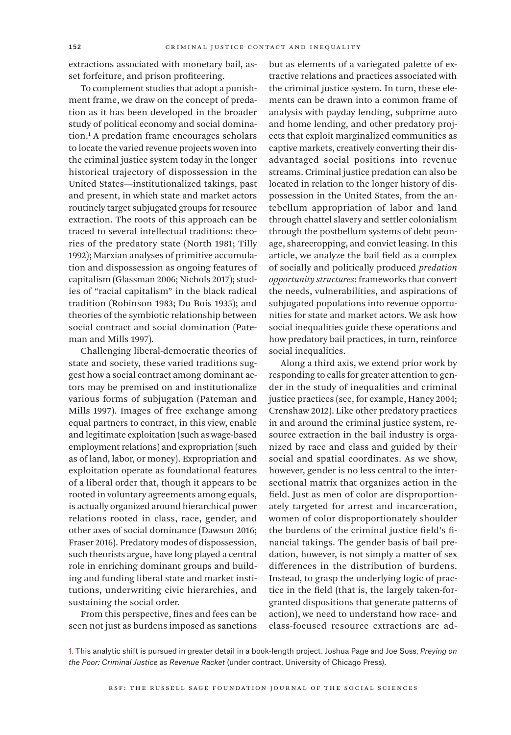extractions associated with monetary bail, asset forfeiture, and prison profiteering.

To complement studies that adopt a punishment frame, we draw on the concept of predation as it has been developed in the broader study of political economy and social domination.[1] A predation frame encourages scholars to locate the varied revenue projects woven into the criminal justice system today in the longer historical trajectory of dispossession in the United States—institutionalized takings, past and present, in which state and market actors routinely target subjugated groups for resource extraction. The roots of this approach can be traced to several intellectual traditions: theories of the predatory state (North 1981; Tilly 1992); Marxian analyses of primitive accumulation and dispossession as ongoing features of capitalism (Glassman 2006; Nichols 2017); studies of "racial capitalism" in the black radical tradition (Robinson 1983; Du Bois 1935); and theories of the symbiotic relationship between social contract and social domination (Pateman and Mills 1997).

Challenging liberal-democratic theories of state and society, these varied traditions suggest how a social contract among dominant actors may be premised on and institutionalize various forms of subjugation (Pateman and Mills 1997). Images of free exchange among equal partners to contract, in this view, enable and legitimate exploitation (such as wage-based employment relations) and expropriation (such as of land, labor, or money). Expropriation and exploitation operate as foundational features of a liberal order that, though it appears to be rooted in voluntary agreements among equals, is actually organized around hierarchical power relations rooted in class, race, gender, and other axes of social dominance (Dawson 2016; Fraser 2016). Predatory modes of dispossession, such theorists argue, have long played a central role in enriching dominant groups and building and funding liberal state and market institutions, underwriting civic hierarchies, and sustaining the social order.

From this perspective, fines and fees can be seen not just as burdens imposed as sanctions but as elements of a variegated palette of extractive relations and practices associated with the criminal justice system. In turn, these elements can be drawn into a common frame of analysis with payday lending, subprime auto and home lending, and other predatory projects that exploit marginalized communities as captive markets, creatively converting their disadvantaged social positions into revenue streams. Criminal justice predation can also be located in relation to the longer history of dispossession in the United States, from the antebellum appropriation of labor and land through chattel slavery and settler colonialism through the postbellum systems of debt peonage, sharecropping, and convict leasing. In this article, we analyze the bail field as a complex of socially and politically produced *predation opportunity structures*: frameworks that convert the needs, vulnerabilities, and aspirations of subjugated populations into revenue opportunities for state and market actors. We ask how social inequalities guide these operations and how predatory bail practices, in turn, reinforce social inequalities.

Along a third axis, we extend prior work by responding to calls for greater attention to gender in the study of inequalities and criminal justice practices (see, for example, Haney 2004; Crenshaw 2012). Like other predatory practices in and around the criminal justice system, resource extraction in the bail industry is organized by race and class and guided by their social and spatial coordinates. As we show, however, gender is no less central to the intersectional matrix that organizes action in the field. Just as men of color are disproportionately targeted for arrest and incarceration, women of color disproportionately shoulder the burdens of the criminal justice field's financial takings. The gender basis of bail predation, however, is not simply a matter of sex differences in the distribution of burdens. Instead, to grasp the underlying logic of practice in the field (that is, the largely taken-for-granted dispositions that generate patterns of action), we need to understand how race- and class-focused resource extractions are ad-

1. This analytic shift is pursued in greater detail in a book-length project. Joshua Page and Joe Soss, *Preying on the Poor: Criminal Justice as Revenue Racket* (under contract, University of Chicago Press).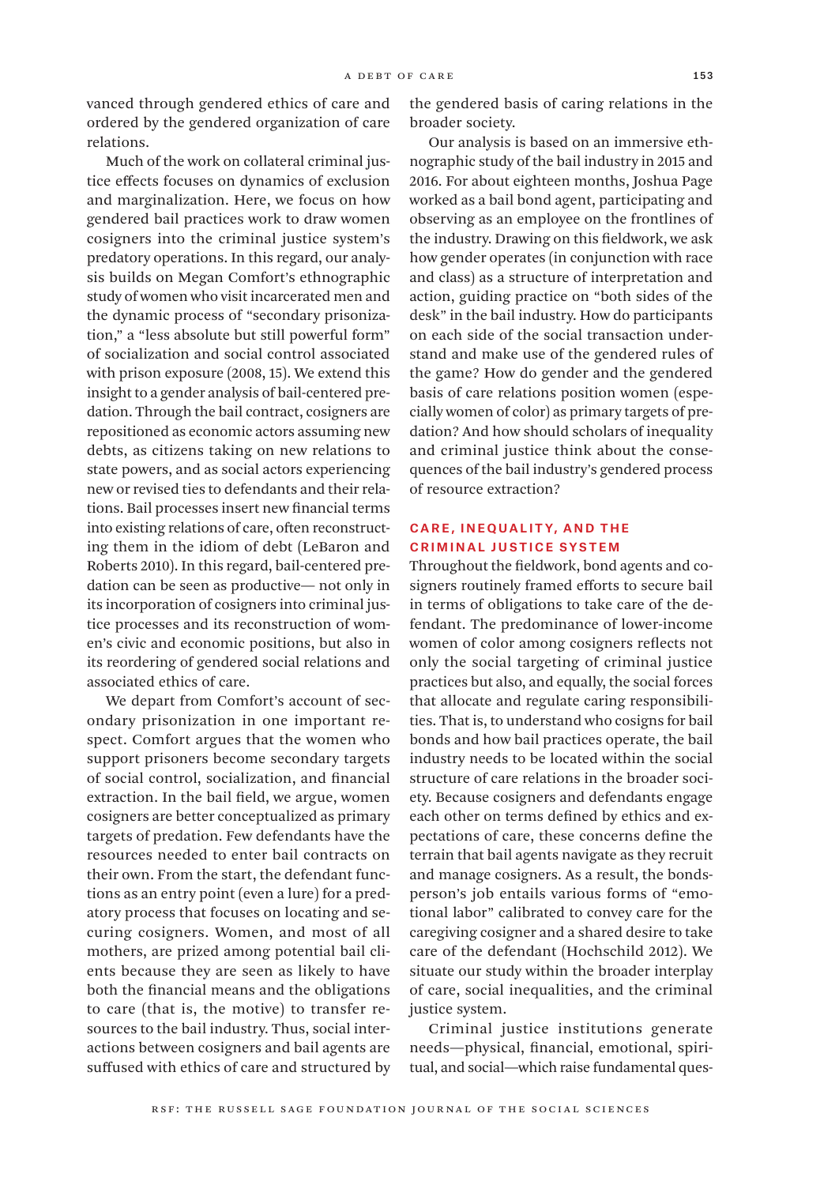vanced through gendered ethics of care and ordered by the gendered organization of care relations.

Much of the work on collateral criminal justice effects focuses on dynamics of exclusion and marginalization. Here, we focus on how gendered bail practices work to draw women cosigners into the criminal justice system's predatory operations. In this regard, our analysis builds on Megan Comfort's ethnographic study of women who visit incarcerated men and the dynamic process of "secondary prisonization," a "less absolute but still powerful form" of socialization and social control associated with prison exposure (2008, 15). We extend this insight to a gender analysis of bail-centered predation. Through the bail contract, cosigners are repositioned as economic actors assuming new debts, as citizens taking on new relations to state powers, and as social actors experiencing new or revised ties to defendants and their relations. Bail processes insert new financial terms into existing relations of care, often reconstructing them in the idiom of debt (LeBaron and Roberts 2010). In this regard, bail-centered predation can be seen as productive— not only in its incorporation of cosigners into criminal justice processes and its reconstruction of women's civic and economic positions, but also in its reordering of gendered social relations and associated ethics of care.

We depart from Comfort's account of secondary prisonization in one important respect. Comfort argues that the women who support prisoners become secondary targets of social control, socialization, and financial extraction. In the bail field, we argue, women cosigners are better conceptualized as primary targets of predation. Few defendants have the resources needed to enter bail contracts on their own. From the start, the defendant functions as an entry point (even a lure) for a predatory process that focuses on locating and securing cosigners. Women, and most of all mothers, are prized among potential bail clients because they are seen as likely to have both the financial means and the obligations to care (that is, the motive) to transfer resources to the bail industry. Thus, social interactions between cosigners and bail agents are suffused with ethics of care and structured by the gendered basis of caring relations in the broader society.

Our analysis is based on an immersive ethnographic study of the bail industry in 2015 and 2016. For about eighteen months, Joshua Page worked as a bail bond agent, participating and observing as an employee on the frontlines of the industry. Drawing on this fieldwork, we ask how gender operates (in conjunction with race and class) as a structure of interpretation and action, guiding practice on "both sides of the desk" in the bail industry. How do participants on each side of the social transaction understand and make use of the gendered rules of the game? How do gender and the gendered basis of care relations position women (especially women of color) as primary targets of predation? And how should scholars of inequality and criminal justice think about the consequences of the bail industry's gendered process of resource extraction?

## CARE, INEQUALITY, AND THE CRIMINAL JUSTICE SYSTEM

Throughout the fieldwork, bond agents and cosigners routinely framed efforts to secure bail in terms of obligations to take care of the defendant. The predominance of lower-income women of color among cosigners reflects not only the social targeting of criminal justice practices but also, and equally, the social forces that allocate and regulate caring responsibilities. That is, to understand who cosigns for bail bonds and how bail practices operate, the bail industry needs to be located within the social structure of care relations in the broader society. Because cosigners and defendants engage each other on terms defined by ethics and expectations of care, these concerns define the terrain that bail agents navigate as they recruit and manage cosigners. As a result, the bondsperson's job entails various forms of "emotional labor" calibrated to convey care for the caregiving cosigner and a shared desire to take care of the defendant (Hochschild 2012). We situate our study within the broader interplay of care, social inequalities, and the criminal justice system.

Criminal justice institutions generate needs—physical, financial, emotional, spiritual, and social—which raise fundamental ques-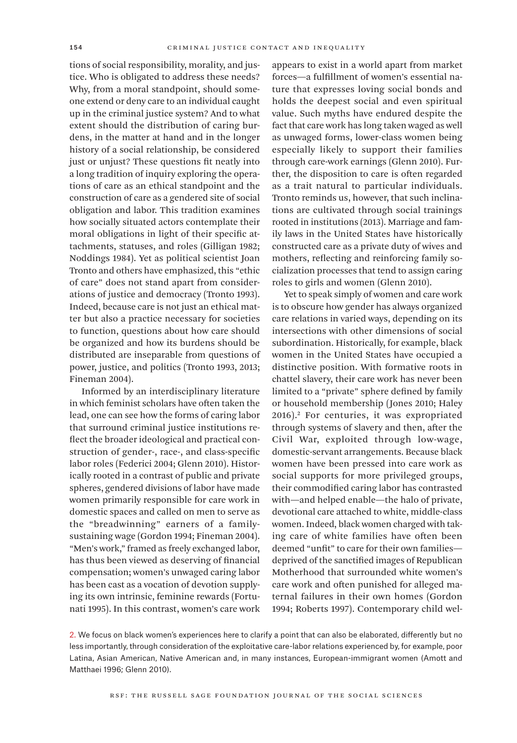tions of social responsibility, morality, and justice. Who is obligated to address these needs? Why, from a moral standpoint, should someone extend or deny care to an individual caught up in the criminal justice system? And to what extent should the distribution of caring burdens, in the matter at hand and in the longer history of a social relationship, be considered just or unjust? These questions fit neatly into a long tradition of inquiry exploring the operations of care as an ethical standpoint and the construction of care as a gendered site of social obligation and labor. This tradition examines how socially situated actors contemplate their moral obligations in light of their specific attachments, statuses, and roles (Gilligan 1982; Noddings 1984). Yet as political scientist Joan Tronto and others have emphasized, this "ethic of care" does not stand apart from considerations of justice and democracy (Tronto 1993). Indeed, because care is not just an ethical matter but also a practice necessary for societies to function, questions about how care should be organized and how its burdens should be distributed are inseparable from questions of power, justice, and politics (Tronto 1993, 2013; Fineman 2004).

Informed by an interdisciplinary literature in which feminist scholars have often taken the lead, one can see how the forms of caring labor that surround criminal justice institutions reflect the broader ideological and practical construction of gender-, race-, and class-specific labor roles (Federici 2004; Glenn 2010). Historically rooted in a contrast of public and private spheres, gendered divisions of labor have made women primarily responsible for care work in domestic spaces and called on men to serve as the "breadwinning" earners of a family-sustaining wage (Gordon 1994; Fineman 2004). "Men's work," framed as freely exchanged labor, has thus been viewed as deserving of financial compensation; women's unwaged caring labor has been cast as a vocation of devotion supplying its own intrinsic, feminine rewards (Fortunati 1995). In this contrast, women's care work appears to exist in a world apart from market forces—a fulfillment of women's essential nature that expresses loving social bonds and holds the deepest social and even spiritual value. Such myths have endured despite the fact that care work has long taken waged as well as unwaged forms, lower-class women being especially likely to support their families through care-work earnings (Glenn 2010). Further, the disposition to care is often regarded as a trait natural to particular individuals. Tronto reminds us, however, that such inclinations are cultivated through social trainings rooted in institutions (2013). Marriage and family laws in the United States have historically constructed care as a private duty of wives and mothers, reflecting and reinforcing family socialization processes that tend to assign caring roles to girls and women (Glenn 2010).

Yet to speak simply of women and care work is to obscure how gender has always organized care relations in varied ways, depending on its intersections with other dimensions of social subordination. Historically, for example, black women in the United States have occupied a distinctive position. With formative roots in chattel slavery, their care work has never been limited to a "private" sphere defined by family or household membership (Jones 2010; Haley 2016).[2] For centuries, it was expropriated through systems of slavery and then, after the Civil War, exploited through low-wage, domestic-servant arrangements. Because black women have been pressed into care work as social supports for more privileged groups, their commodified caring labor has contrasted with—and helped enable—the halo of private, devotional care attached to white, middle-class women. Indeed, black women charged with taking care of white families have often been deemed "unfit" to care for their own families—deprived of the sanctified images of Republican Motherhood that surrounded white women's care work and often punished for alleged maternal failures in their own homes (Gordon 1994; Roberts 1997). Contemporary child wel-

2. We focus on black women's experiences here to clarify a point that can also be elaborated, differently but no less importantly, through consideration of the exploitative care-labor relations experienced by, for example, poor Latina, Asian American, Native American and, in many instances, European-immigrant women (Amott and Matthaei 1996; Glenn 2010).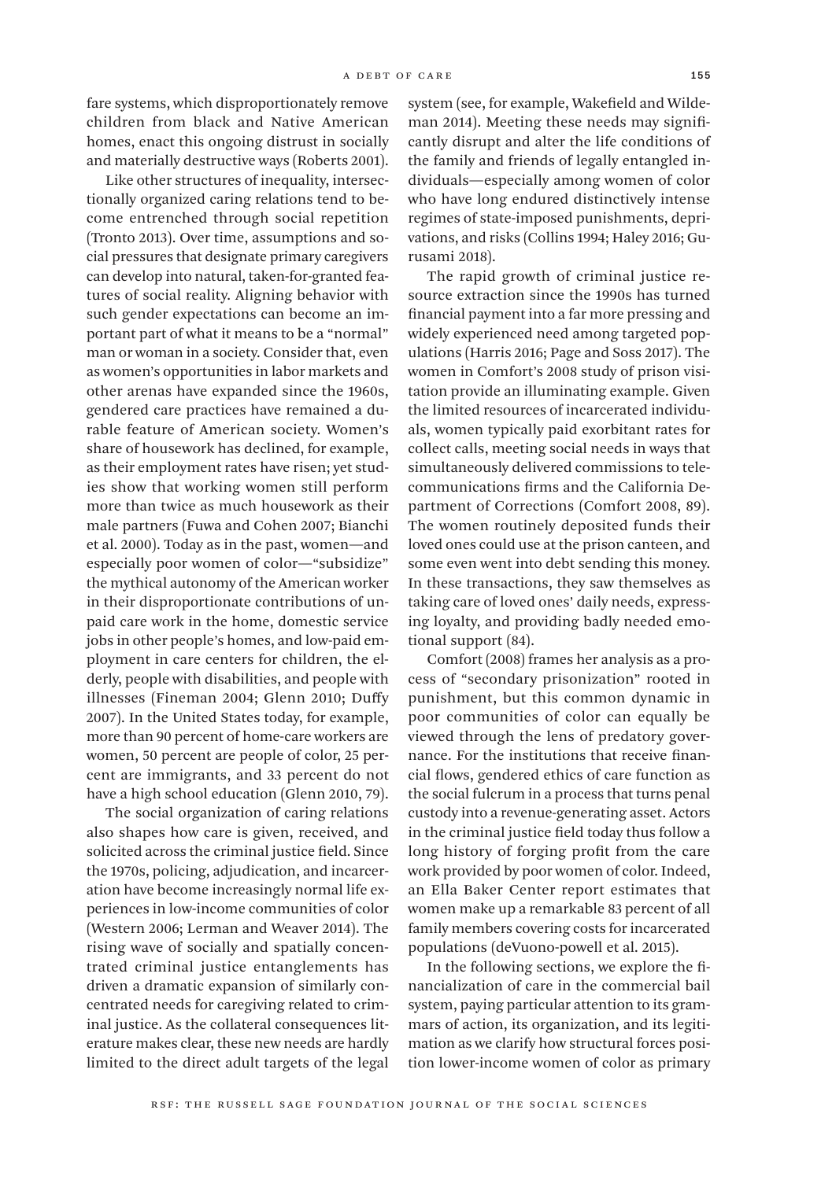fare systems, which disproportionately remove children from black and Native American homes, enact this ongoing distrust in socially and materially destructive ways (Roberts 2001).

Like other structures of inequality, intersectionally organized caring relations tend to become entrenched through social repetition (Tronto 2013). Over time, assumptions and social pressures that designate primary caregivers can develop into natural, taken-for-granted features of social reality. Aligning behavior with such gender expectations can become an important part of what it means to be a "normal" man or woman in a society. Consider that, even as women's opportunities in labor markets and other arenas have expanded since the 1960s, gendered care practices have remained a durable feature of American society. Women's share of housework has declined, for example, as their employment rates have risen; yet studies show that working women still perform more than twice as much housework as their male partners (Fuwa and Cohen 2007; Bianchi et al. 2000). Today as in the past, women—and especially poor women of color—"subsidize" the mythical autonomy of the American worker in their disproportionate contributions of unpaid care work in the home, domestic service jobs in other people's homes, and low-paid employment in care centers for children, the elderly, people with disabilities, and people with illnesses (Fineman 2004; Glenn 2010; Duffy 2007). In the United States today, for example, more than 90 percent of home-care workers are women, 50 percent are people of color, 25 percent are immigrants, and 33 percent do not have a high school education (Glenn 2010, 79).

The social organization of caring relations also shapes how care is given, received, and solicited across the criminal justice field. Since the 1970s, policing, adjudication, and incarceration have become increasingly normal life experiences in low-income communities of color (Western 2006; Lerman and Weaver 2014). The rising wave of socially and spatially concentrated criminal justice entanglements has driven a dramatic expansion of similarly concentrated needs for caregiving related to criminal justice. As the collateral consequences literature makes clear, these new needs are hardly limited to the direct adult targets of the legal system (see, for example, Wakefield and Wildeman 2014). Meeting these needs may significantly disrupt and alter the life conditions of the family and friends of legally entangled individuals—especially among women of color who have long endured distinctively intense regimes of state-imposed punishments, deprivations, and risks (Collins 1994; Haley 2016; Gurusami 2018).

The rapid growth of criminal justice resource extraction since the 1990s has turned financial payment into a far more pressing and widely experienced need among targeted populations (Harris 2016; Page and Soss 2017). The women in Comfort's 2008 study of prison visitation provide an illuminating example. Given the limited resources of incarcerated individuals, women typically paid exorbitant rates for collect calls, meeting social needs in ways that simultaneously delivered commissions to telecommunications firms and the California Department of Corrections (Comfort 2008, 89). The women routinely deposited funds their loved ones could use at the prison canteen, and some even went into debt sending this money. In these transactions, they saw themselves as taking care of loved ones' daily needs, expressing loyalty, and providing badly needed emotional support (84).

Comfort (2008) frames her analysis as a process of "secondary prisonization" rooted in punishment, but this common dynamic in poor communities of color can equally be viewed through the lens of predatory governance. For the institutions that receive financial flows, gendered ethics of care function as the social fulcrum in a process that turns penal custody into a revenue-generating asset. Actors in the criminal justice field today thus follow a long history of forging profit from the care work provided by poor women of color. Indeed, an Ella Baker Center report estimates that women make up a remarkable 83 percent of all family members covering costs for incarcerated populations (deVuono-powell et al. 2015).

In the following sections, we explore the financialization of care in the commercial bail system, paying particular attention to its grammars of action, its organization, and its legitimation as we clarify how structural forces position lower-income women of color as primary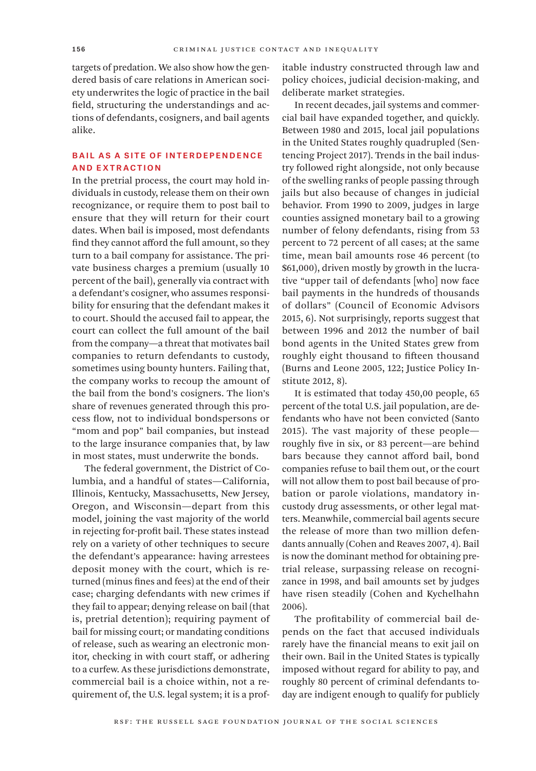targets of predation. We also show how the gendered basis of care relations in American society underwrites the logic of practice in the bail field, structuring the understandings and actions of defendants, cosigners, and bail agents alike.

## BAIL AS A SITE OF INTERDEPENDENCE AND EXTRACTION

In the pretrial process, the court may hold individuals in custody, release them on their own recognizance, or require them to post bail to ensure that they will return for their court dates. When bail is imposed, most defendants find they cannot afford the full amount, so they turn to a bail company for assistance. The private business charges a premium (usually 10 percent of the bail), generally via contract with a defendant's cosigner, who assumes responsibility for ensuring that the defendant makes it to court. Should the accused fail to appear, the court can collect the full amount of the bail from the company—a threat that motivates bail companies to return defendants to custody, sometimes using bounty hunters. Failing that, the company works to recoup the amount of the bail from the bond's cosigners. The lion's share of revenues generated through this process flow, not to individual bondspersons or "mom and pop" bail companies, but instead to the large insurance companies that, by law in most states, must underwrite the bonds.

The federal government, the District of Columbia, and a handful of states—California, Illinois, Kentucky, Massachusetts, New Jersey, Oregon, and Wisconsin—depart from this model, joining the vast majority of the world in rejecting for-profit bail. These states instead rely on a variety of other techniques to secure the defendant's appearance: having arrestees deposit money with the court, which is returned (minus fines and fees) at the end of their case; charging defendants with new crimes if they fail to appear; denying release on bail (that is, pretrial detention); requiring payment of bail for missing court; or mandating conditions of release, such as wearing an electronic monitor, checking in with court staff, or adhering to a curfew. As these jurisdictions demonstrate, commercial bail is a choice within, not a requirement of, the U.S. legal system; it is a profitable industry constructed through law and policy choices, judicial decision-making, and deliberate market strategies.

In recent decades, jail systems and commercial bail have expanded together, and quickly. Between 1980 and 2015, local jail populations in the United States roughly quadrupled (Sentencing Project 2017). Trends in the bail industry followed right alongside, not only because of the swelling ranks of people passing through jails but also because of changes in judicial behavior. From 1990 to 2009, judges in large counties assigned monetary bail to a growing number of felony defendants, rising from 53 percent to 72 percent of all cases; at the same time, mean bail amounts rose 46 percent (to $61,000), driven mostly by growth in the lucrative "upper tail of defendants [who] now face bail payments in the hundreds of thousands of dollars" (Council of Economic Advisors 2015, 6). Not surprisingly, reports suggest that between 1996 and 2012 the number of bail bond agents in the United States grew from roughly eight thousand to fifteen thousand (Burns and Leone 2005, 122; Justice Policy Institute 2012, 8).

It is estimated that today 450,00 people, 65 percent of the total U.S. jail population, are defendants who have not been convicted (Santo 2015). The vast majority of these people—roughly five in six, or 83 percent—are behind bars because they cannot afford bail, bond companies refuse to bail them out, or the court will not allow them to post bail because of probation or parole violations, mandatory in-custody drug assessments, or other legal matters. Meanwhile, commercial bail agents secure the release of more than two million defendants annually (Cohen and Reaves 2007, 4). Bail is now the dominant method for obtaining pretrial release, surpassing release on recognizance in 1998, and bail amounts set by judges have risen steadily (Cohen and Kychelhahn 2006).

The profitability of commercial bail depends on the fact that accused individuals rarely have the financial means to exit jail on their own. Bail in the United States is typically imposed without regard for ability to pay, and roughly 80 percent of criminal defendants today are indigent enough to qualify for publicly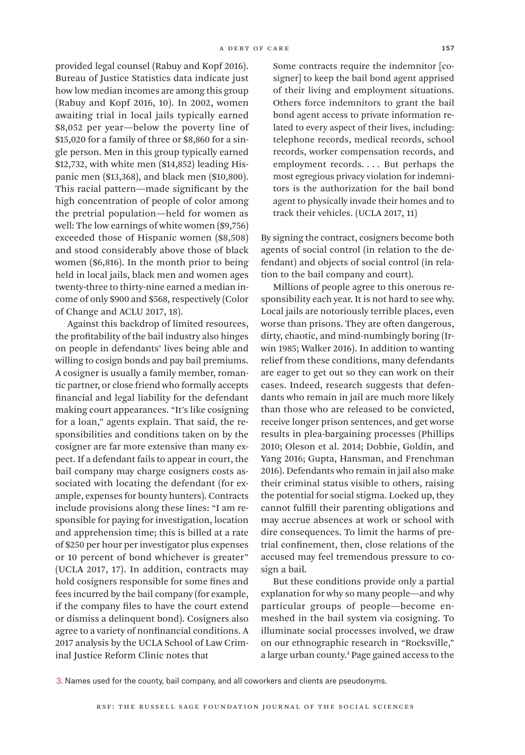provided legal counsel (Rabuy and Kopf 2016). Bureau of Justice Statistics data indicate just how low median incomes are among this group (Rabuy and Kopf 2016, 10). In 2002, women awaiting trial in local jails typically earned $8,052 per year—below the poverty line of $15,020 for a family of three or $8,860 for a single person. Men in this group typically earned $12,732, with white men ($14,852) leading Hispanic men ($13,368), and black men ($10,800). This racial pattern—made significant by the high concentration of people of color among the pretrial population—held for women as well: The low earnings of white women ($9,756) exceeded those of Hispanic women ($8,508) and stood considerably above those of black women ($6,816). In the month prior to being held in local jails, black men and women ages twenty-three to thirty-nine earned a median income of only $900 and $568, respectively (Color of Change and ACLU 2017, 18).

Against this backdrop of limited resources, the profitability of the bail industry also hinges on people in defendants' lives being able and willing to cosign bonds and pay bail premiums. A cosigner is usually a family member, romantic partner, or close friend who formally accepts financial and legal liability for the defendant making court appearances. "It's like cosigning for a loan," agents explain. That said, the responsibilities and conditions taken on by the cosigner are far more extensive than many expect. If a defendant fails to appear in court, the bail company may charge cosigners costs associated with locating the defendant (for example, expenses for bounty hunters). Contracts include provisions along these lines: "I am responsible for paying for investigation, location and apprehension time; this is billed at a rate of $250 per hour per investigator plus expenses or 10 percent of bond whichever is greater" (UCLA 2017, 17). In addition, contracts may hold cosigners responsible for some fines and fees incurred by the bail company (for example, if the company files to have the court extend or dismiss a delinquent bond). Cosigners also agree to a variety of nonfinancial conditions. A 2017 analysis by the UCLA School of Law Criminal Justice Reform Clinic notes that

> Some contracts require the indemnitor [cosigner] to keep the bail bond agent apprised of their living and employment situations. Others force indemnitors to grant the bail bond agent access to private information related to every aspect of their lives, including: telephone records, medical records, school records, worker compensation records, and employment records. . . . But perhaps the most egregious privacy violation for indemnitors is the authorization for the bail bond agent to physically invade their homes and to track their vehicles. (UCLA 2017, 11)

By signing the contract, cosigners become both agents of social control (in relation to the defendant) and objects of social control (in relation to the bail company and court).

Millions of people agree to this onerous responsibility each year. It is not hard to see why. Local jails are notoriously terrible places, even worse than prisons. They are often dangerous, dirty, chaotic, and mind-numbingly boring (Irwin 1985; Walker 2016). In addition to wanting relief from these conditions, many defendants are eager to get out so they can work on their cases. Indeed, research suggests that defendants who remain in jail are much more likely than those who are released to be convicted, receive longer prison sentences, and get worse results in plea-bargaining processes (Phillips 2010; Oleson et al. 2014; Dobbie, Goldin, and Yang 2016; Gupta, Hansman, and Frenchman 2016). Defendants who remain in jail also make their criminal status visible to others, raising the potential for social stigma. Locked up, they cannot fulfill their parenting obligations and may accrue absences at work or school with dire consequences. To limit the harms of pretrial confinement, then, close relations of the accused may feel tremendous pressure to cosign a bail.

But these conditions provide only a partial explanation for why so many people—and why particular groups of people—become enmeshed in the bail system via cosigning. To illuminate social processes involved, we draw on our ethnographic research in "Rocksville," a large urban county.[3] Page gained access to the

3. Names used for the county, bail company, and all coworkers and clients are pseudonyms.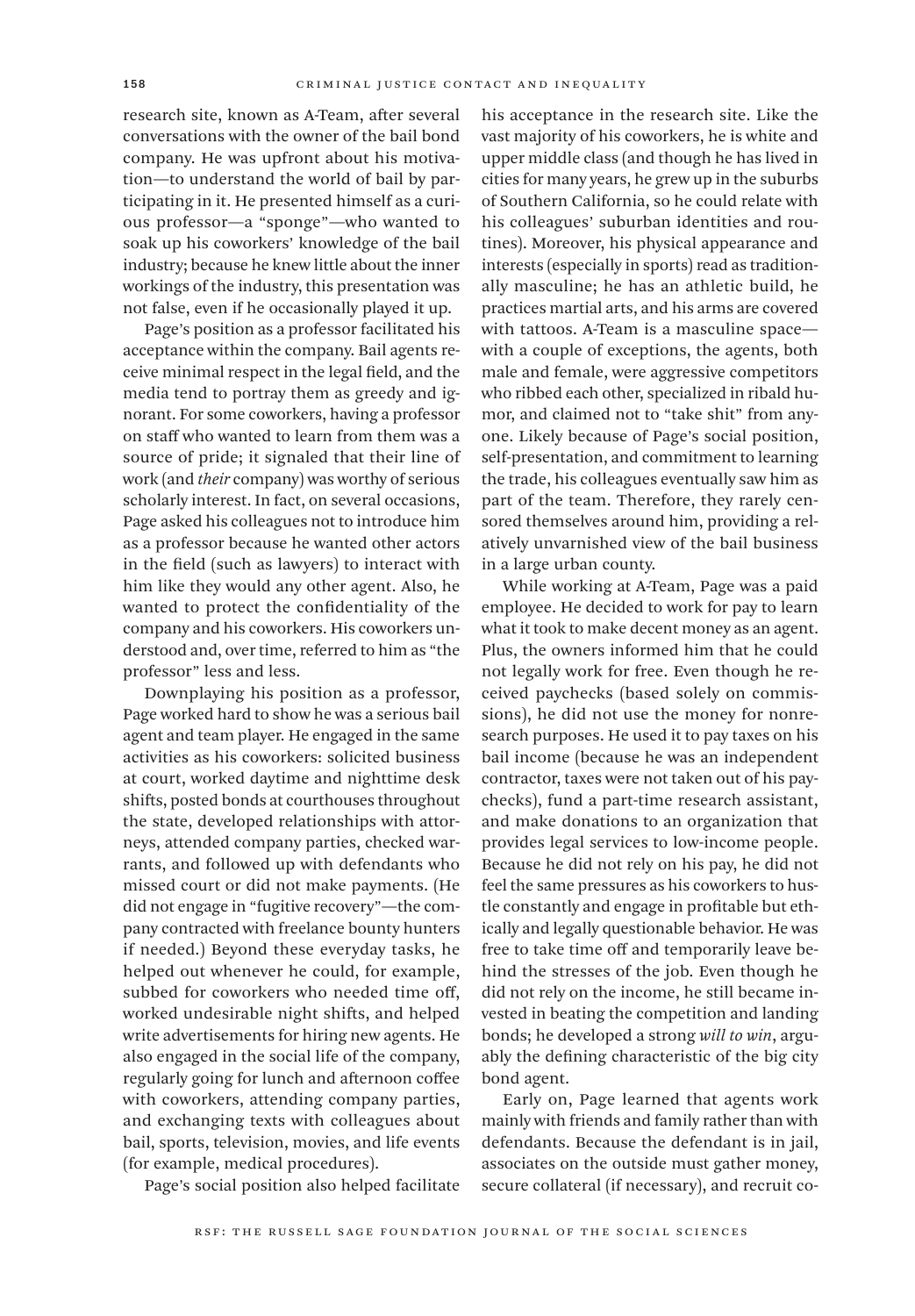research site, known as A-Team, after several conversations with the owner of the bail bond company. He was upfront about his motivation—to understand the world of bail by participating in it. He presented himself as a curious professor—a "sponge"—who wanted to soak up his coworkers' knowledge of the bail industry; because he knew little about the inner workings of the industry, this presentation was not false, even if he occasionally played it up.

Page's position as a professor facilitated his acceptance within the company. Bail agents receive minimal respect in the legal field, and the media tend to portray them as greedy and ignorant. For some coworkers, having a professor on staff who wanted to learn from them was a source of pride; it signaled that their line of work (and *their* company) was worthy of serious scholarly interest. In fact, on several occasions, Page asked his colleagues not to introduce him as a professor because he wanted other actors in the field (such as lawyers) to interact with him like they would any other agent. Also, he wanted to protect the confidentiality of the company and his coworkers. His coworkers understood and, over time, referred to him as "the professor" less and less.

Downplaying his position as a professor, Page worked hard to show he was a serious bail agent and team player. He engaged in the same activities as his coworkers: solicited business at court, worked daytime and nighttime desk shifts, posted bonds at courthouses throughout the state, developed relationships with attorneys, attended company parties, checked warrants, and followed up with defendants who missed court or did not make payments. (He did not engage in "fugitive recovery"—the company contracted with freelance bounty hunters if needed.) Beyond these everyday tasks, he helped out whenever he could, for example, subbed for coworkers who needed time off, worked undesirable night shifts, and helped write advertisements for hiring new agents. He also engaged in the social life of the company, regularly going for lunch and afternoon coffee with coworkers, attending company parties, and exchanging texts with colleagues about bail, sports, television, movies, and life events (for example, medical procedures).

Page's social position also helped facilitate his acceptance in the research site. Like the vast majority of his coworkers, he is white and upper middle class (and though he has lived in cities for many years, he grew up in the suburbs of Southern California, so he could relate with his colleagues' suburban identities and routines). Moreover, his physical appearance and interests (especially in sports) read as traditionally masculine; he has an athletic build, he practices martial arts, and his arms are covered with tattoos. A-Team is a masculine space—with a couple of exceptions, the agents, both male and female, were aggressive competitors who ribbed each other, specialized in ribald humor, and claimed not to "take shit" from anyone. Likely because of Page's social position, self-presentation, and commitment to learning the trade, his colleagues eventually saw him as part of the team. Therefore, they rarely censored themselves around him, providing a relatively unvarnished view of the bail business in a large urban county.

While working at A-Team, Page was a paid employee. He decided to work for pay to learn what it took to make decent money as an agent. Plus, the owners informed him that he could not legally work for free. Even though he received paychecks (based solely on commissions), he did not use the money for nonresearch purposes. He used it to pay taxes on his bail income (because he was an independent contractor, taxes were not taken out of his paychecks), fund a part-time research assistant, and make donations to an organization that provides legal services to low-income people. Because he did not rely on his pay, he did not feel the same pressures as his coworkers to hustle constantly and engage in profitable but ethically and legally questionable behavior. He was free to take time off and temporarily leave behind the stresses of the job. Even though he did not rely on the income, he still became invested in beating the competition and landing bonds; he developed a strong *will to win*, arguably the defining characteristic of the big city bond agent.

Early on, Page learned that agents work mainly with friends and family rather than with defendants. Because the defendant is in jail, associates on the outside must gather money, secure collateral (if necessary), and recruit co-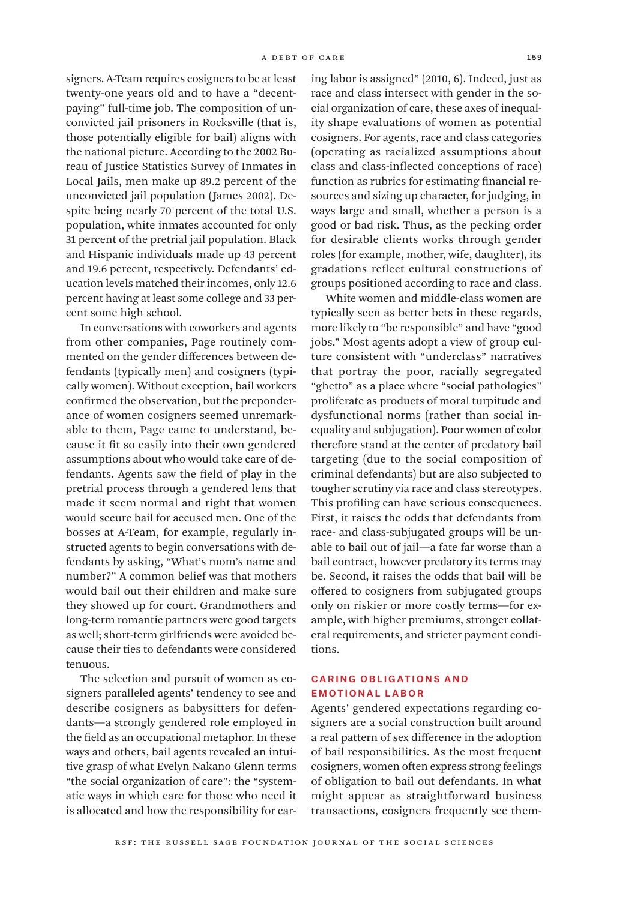signers. A-Team requires cosigners to be at least twenty-one years old and to have a "decent-paying" full-time job. The composition of unconvicted jail prisoners in Rocksville (that is, those potentially eligible for bail) aligns with the national picture. According to the 2002 Bureau of Justice Statistics Survey of Inmates in Local Jails, men make up 89.2 percent of the unconvicted jail population (James 2002). Despite being nearly 70 percent of the total U.S. population, white inmates accounted for only 31 percent of the pretrial jail population. Black and Hispanic individuals made up 43 percent and 19.6 percent, respectively. Defendants' education levels matched their incomes, only 12.6 percent having at least some college and 33 percent some high school.

In conversations with coworkers and agents from other companies, Page routinely commented on the gender differences between defendants (typically men) and cosigners (typically women). Without exception, bail workers confirmed the observation, but the preponderance of women cosigners seemed unremarkable to them, Page came to understand, because it fit so easily into their own gendered assumptions about who would take care of defendants. Agents saw the field of play in the pretrial process through a gendered lens that made it seem normal and right that women would secure bail for accused men. One of the bosses at A-Team, for example, regularly instructed agents to begin conversations with defendants by asking, "What's mom's name and number?" A common belief was that mothers would bail out their children and make sure they showed up for court. Grandmothers and long-term romantic partners were good targets as well; short-term girlfriends were avoided because their ties to defendants were considered tenuous.

The selection and pursuit of women as cosigners paralleled agents' tendency to see and describe cosigners as babysitters for defendants—a strongly gendered role employed in the field as an occupational metaphor. In these ways and others, bail agents revealed an intuitive grasp of what Evelyn Nakano Glenn terms "the social organization of care": the "systematic ways in which care for those who need it is allocated and how the responsibility for caring labor is assigned" (2010, 6). Indeed, just as race and class intersect with gender in the social organization of care, these axes of inequality shape evaluations of women as potential cosigners. For agents, race and class categories (operating as racialized assumptions about class and class-inflected conceptions of race) function as rubrics for estimating financial resources and sizing up character, for judging, in ways large and small, whether a person is a good or bad risk. Thus, as the pecking order for desirable clients works through gender roles (for example, mother, wife, daughter), its gradations reflect cultural constructions of groups positioned according to race and class.

White women and middle-class women are typically seen as better bets in these regards, more likely to "be responsible" and have "good jobs." Most agents adopt a view of group culture consistent with "underclass" narratives that portray the poor, racially segregated "ghetto" as a place where "social pathologies" proliferate as products of moral turpitude and dysfunctional norms (rather than social inequality and subjugation). Poor women of color therefore stand at the center of predatory bail targeting (due to the social composition of criminal defendants) but are also subjected to tougher scrutiny via race and class stereotypes. This profiling can have serious consequences. First, it raises the odds that defendants from race- and class-subjugated groups will be unable to bail out of jail—a fate far worse than a bail contract, however predatory its terms may be. Second, it raises the odds that bail will be offered to cosigners from subjugated groups only on riskier or more costly terms—for example, with higher premiums, stronger collateral requirements, and stricter payment conditions.

## CARING OBLIGATIONS AND EMOTIONAL LABOR

Agents' gendered expectations regarding cosigners are a social construction built around a real pattern of sex difference in the adoption of bail responsibilities. As the most frequent cosigners, women often express strong feelings of obligation to bail out defendants. In what might appear as straightforward business transactions, cosigners frequently see them-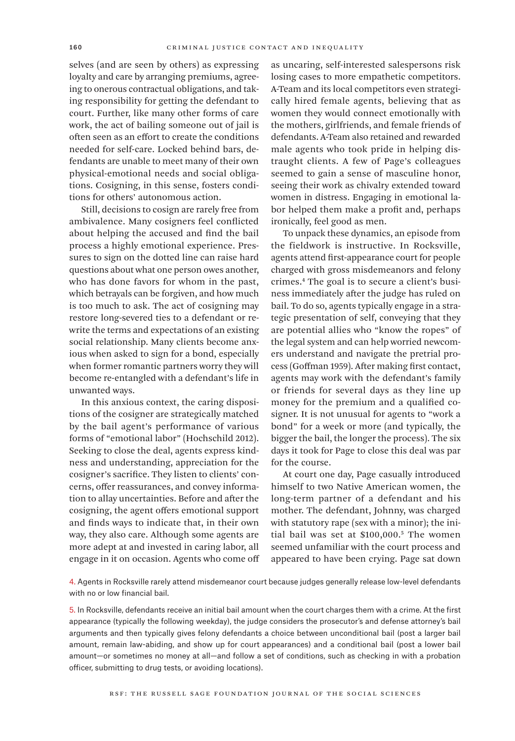selves (and are seen by others) as expressing loyalty and care by arranging premiums, agreeing to onerous contractual obligations, and taking responsibility for getting the defendant to court. Further, like many other forms of care work, the act of bailing someone out of jail is often seen as an effort to create the conditions needed for self-care. Locked behind bars, defendants are unable to meet many of their own physical-emotional needs and social obligations. Cosigning, in this sense, fosters conditions for others' autonomous action.

Still, decisions to cosign are rarely free from ambivalence. Many cosigners feel conflicted about helping the accused and find the bail process a highly emotional experience. Pressures to sign on the dotted line can raise hard questions about what one person owes another, who has done favors for whom in the past, which betrayals can be forgiven, and how much is too much to ask. The act of cosigning may restore long-severed ties to a defendant or rewrite the terms and expectations of an existing social relationship. Many clients become anxious when asked to sign for a bond, especially when former romantic partners worry they will become re-entangled with a defendant's life in unwanted ways.

In this anxious context, the caring dispositions of the cosigner are strategically matched by the bail agent's performance of various forms of "emotional labor" (Hochschild 2012). Seeking to close the deal, agents express kindness and understanding, appreciation for the cosigner's sacrifice. They listen to clients' concerns, offer reassurances, and convey information to allay uncertainties. Before and after the cosigning, the agent offers emotional support and finds ways to indicate that, in their own way, they also care. Although some agents are more adept at and invested in caring labor, all engage in it on occasion. Agents who come off as uncaring, self-interested salespersons risk losing cases to more empathetic competitors. A-Team and its local competitors even strategically hired female agents, believing that as women they would connect emotionally with the mothers, girlfriends, and female friends of defendants. A-Team also retained and rewarded male agents who took pride in helping distraught clients. A few of Page's colleagues seemed to gain a sense of masculine honor, seeing their work as chivalry extended toward women in distress. Engaging in emotional labor helped them make a profit and, perhaps ironically, feel good as men.

To unpack these dynamics, an episode from the fieldwork is instructive. In Rocksville, agents attend first-appearance court for people charged with gross misdemeanors and felony crimes.[4] The goal is to secure a client's business immediately after the judge has ruled on bail. To do so, agents typically engage in a strategic presentation of self, conveying that they are potential allies who "know the ropes" of the legal system and can help worried newcomers understand and navigate the pretrial process (Goffman 1959). After making first contact, agents may work with the defendant's family or friends for several days as they line up money for the premium and a qualified cosigner. It is not unusual for agents to "work a bond" for a week or more (and typically, the bigger the bail, the longer the process). The six days it took for Page to close this deal was par for the course.

At court one day, Page casually introduced himself to two Native American women, the long-term partner of a defendant and his mother. The defendant, Johnny, was charged with statutory rape (sex with a minor); the initial bail was set at \$100,000.[5] The women seemed unfamiliar with the court process and appeared to have been crying. Page sat down

4. Agents in Rocksville rarely attend misdemeanor court because judges generally release low-level defendants with no or low financial bail.

5. In Rocksville, defendants receive an initial bail amount when the court charges them with a crime. At the first appearance (typically the following weekday), the judge considers the prosecutor's and defense attorney's bail arguments and then typically gives felony defendants a choice between unconditional bail (post a larger bail amount, remain law-abiding, and show up for court appearances) and a conditional bail (post a lower bail amount—or sometimes no money at all—and follow a set of conditions, such as checking in with a probation officer, submitting to drug tests, or avoiding locations).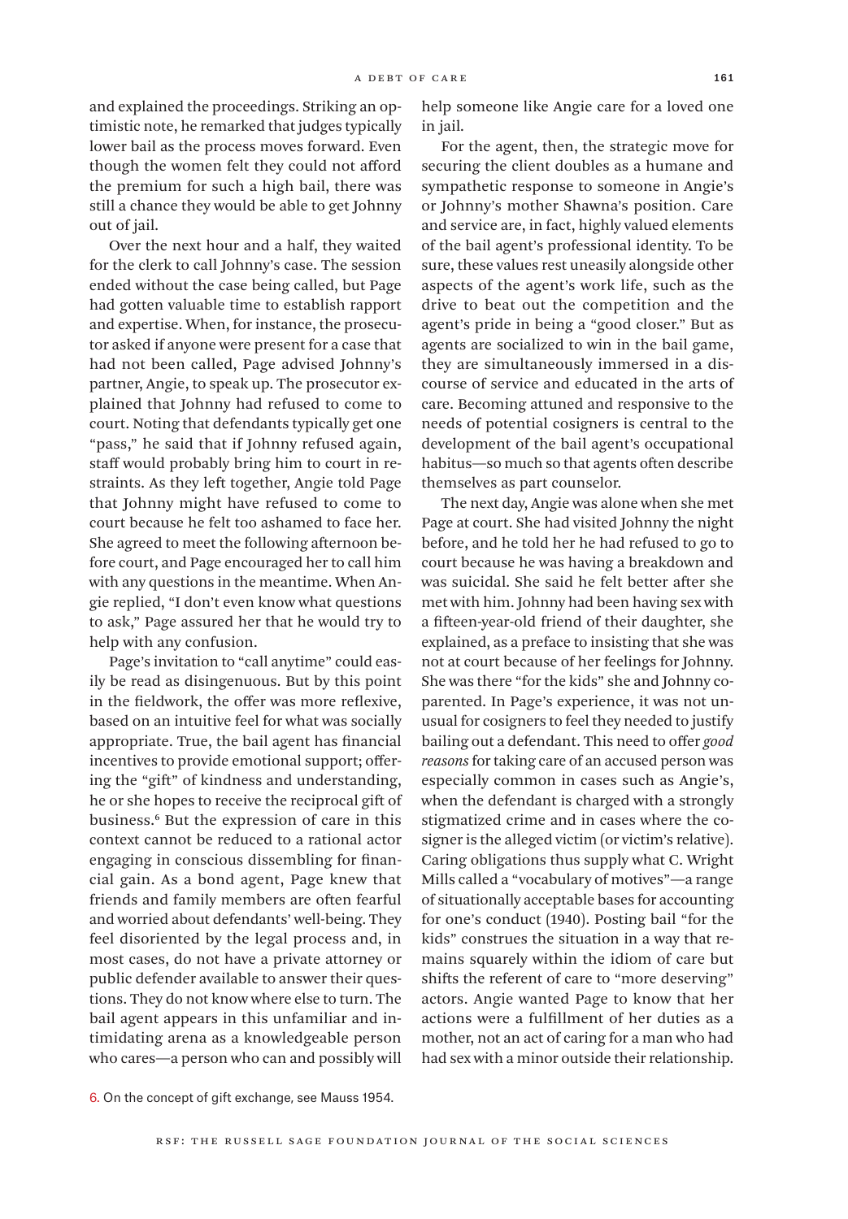and explained the proceedings. Striking an optimistic note, he remarked that judges typically lower bail as the process moves forward. Even though the women felt they could not afford the premium for such a high bail, there was still a chance they would be able to get Johnny out of jail.

Over the next hour and a half, they waited for the clerk to call Johnny's case. The session ended without the case being called, but Page had gotten valuable time to establish rapport and expertise. When, for instance, the prosecutor asked if anyone were present for a case that had not been called, Page advised Johnny's partner, Angie, to speak up. The prosecutor explained that Johnny had refused to come to court. Noting that defendants typically get one "pass," he said that if Johnny refused again, staff would probably bring him to court in restraints. As they left together, Angie told Page that Johnny might have refused to come to court because he felt too ashamed to face her. She agreed to meet the following afternoon before court, and Page encouraged her to call him with any questions in the meantime. When Angie replied, "I don't even know what questions to ask," Page assured her that he would try to help with any confusion.

Page's invitation to "call anytime" could easily be read as disingenuous. But by this point in the fieldwork, the offer was more reflexive, based on an intuitive feel for what was socially appropriate. True, the bail agent has financial incentives to provide emotional support; offering the "gift" of kindness and understanding, he or she hopes to receive the reciprocal gift of business.[6] But the expression of care in this context cannot be reduced to a rational actor engaging in conscious dissembling for financial gain. As a bond agent, Page knew that friends and family members are often fearful and worried about defendants' well-being. They feel disoriented by the legal process and, in most cases, do not have a private attorney or public defender available to answer their questions. They do not know where else to turn. The bail agent appears in this unfamiliar and intimidating arena as a knowledgeable person who cares—a person who can and possibly will help someone like Angie care for a loved one in jail.

For the agent, then, the strategic move for securing the client doubles as a humane and sympathetic response to someone in Angie's or Johnny's mother Shawna's position. Care and service are, in fact, highly valued elements of the bail agent's professional identity. To be sure, these values rest uneasily alongside other aspects of the agent's work life, such as the drive to beat out the competition and the agent's pride in being a "good closer." But as agents are socialized to win in the bail game, they are simultaneously immersed in a discourse of service and educated in the arts of care. Becoming attuned and responsive to the needs of potential cosigners is central to the development of the bail agent's occupational habitus—so much so that agents often describe themselves as part counselor.

The next day, Angie was alone when she met Page at court. She had visited Johnny the night before, and he told her he had refused to go to court because he was having a breakdown and was suicidal. She said he felt better after she met with him. Johnny had been having sex with a fifteen-year-old friend of their daughter, she explained, as a preface to insisting that she was not at court because of her feelings for Johnny. She was there "for the kids" she and Johnny coparented. In Page's experience, it was not unusual for cosigners to feel they needed to justify bailing out a defendant. This need to offer *good reasons* for taking care of an accused person was especially common in cases such as Angie's, when the defendant is charged with a strongly stigmatized crime and in cases where the cosigner is the alleged victim (or victim's relative). Caring obligations thus supply what C. Wright Mills called a "vocabulary of motives"—a range of situationally acceptable bases for accounting for one's conduct (1940). Posting bail "for the kids" construes the situation in a way that remains squarely within the idiom of care but shifts the referent of care to "more deserving" actors. Angie wanted Page to know that her actions were a fulfillment of her duties as a mother, not an act of caring for a man who had had sex with a minor outside their relationship.

6. On the concept of gift exchange, see Mauss 1954.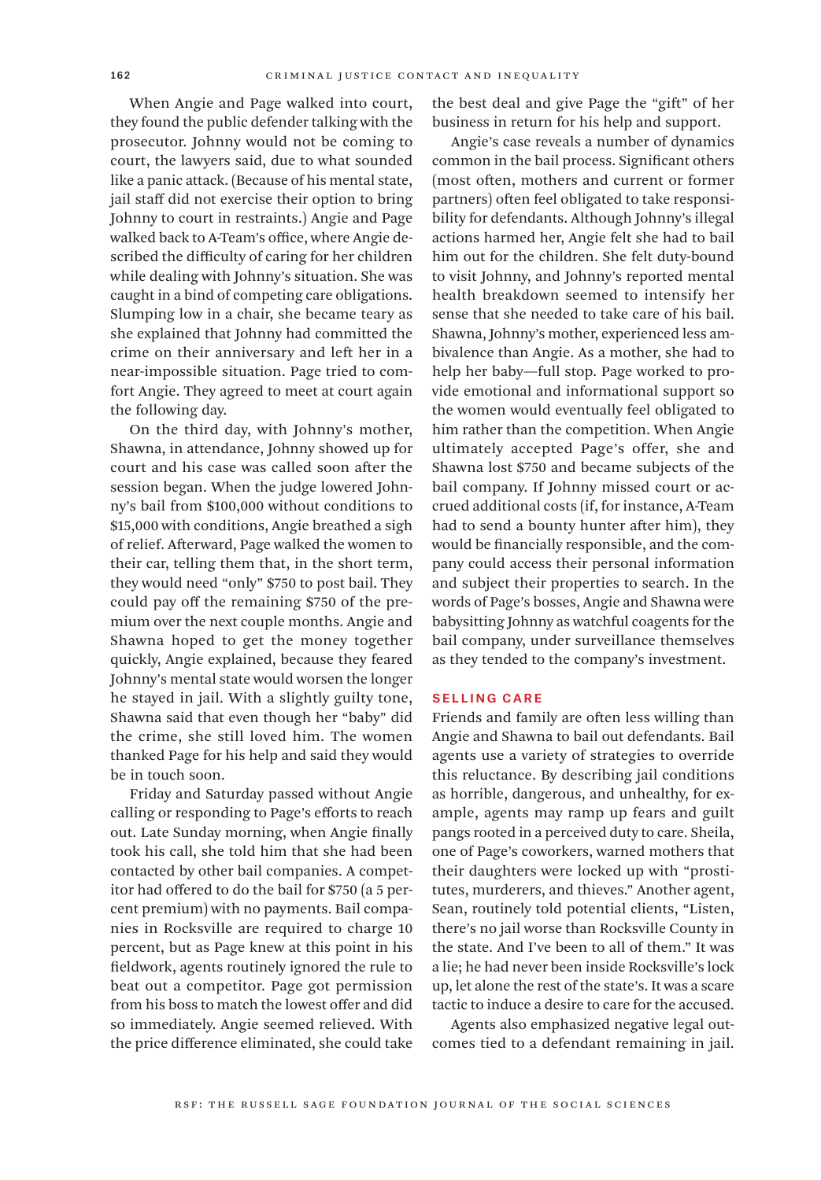When Angie and Page walked into court, they found the public defender talking with the prosecutor. Johnny would not be coming to court, the lawyers said, due to what sounded like a panic attack. (Because of his mental state, jail staff did not exercise their option to bring Johnny to court in restraints.) Angie and Page walked back to A-Team's office, where Angie described the difficulty of caring for her children while dealing with Johnny's situation. She was caught in a bind of competing care obligations. Slumping low in a chair, she became teary as she explained that Johnny had committed the crime on their anniversary and left her in a near-impossible situation. Page tried to comfort Angie. They agreed to meet at court again the following day.

On the third day, with Johnny's mother, Shawna, in attendance, Johnny showed up for court and his case was called soon after the session began. When the judge lowered Johnny's bail from $100,000 without conditions to $15,000 with conditions, Angie breathed a sigh of relief. Afterward, Page walked the women to their car, telling them that, in the short term, they would need "only" $750 to post bail. They could pay off the remaining $750 of the premium over the next couple months. Angie and Shawna hoped to get the money together quickly, Angie explained, because they feared Johnny's mental state would worsen the longer he stayed in jail. With a slightly guilty tone, Shawna said that even though her "baby" did the crime, she still loved him. The women thanked Page for his help and said they would be in touch soon.

Friday and Saturday passed without Angie calling or responding to Page's efforts to reach out. Late Sunday morning, when Angie finally took his call, she told him that she had been contacted by other bail companies. A competitor had offered to do the bail for $750 (a 5 percent premium) with no payments. Bail companies in Rocksville are required to charge 10 percent, but as Page knew at this point in his fieldwork, agents routinely ignored the rule to beat out a competitor. Page got permission from his boss to match the lowest offer and did so immediately. Angie seemed relieved. With the price difference eliminated, she could take the best deal and give Page the "gift" of her business in return for his help and support.

Angie's case reveals a number of dynamics common in the bail process. Significant others (most often, mothers and current or former partners) often feel obligated to take responsibility for defendants. Although Johnny's illegal actions harmed her, Angie felt she had to bail him out for the children. She felt duty-bound to visit Johnny, and Johnny's reported mental health breakdown seemed to intensify her sense that she needed to take care of his bail. Shawna, Johnny's mother, experienced less ambivalence than Angie. As a mother, she had to help her baby—full stop. Page worked to provide emotional and informational support so the women would eventually feel obligated to him rather than the competition. When Angie ultimately accepted Page's offer, she and Shawna lost $750 and became subjects of the bail company. If Johnny missed court or accrued additional costs (if, for instance, A-Team had to send a bounty hunter after him), they would be financially responsible, and the company could access their personal information and subject their properties to search. In the words of Page's bosses, Angie and Shawna were babysitting Johnny as watchful coagents for the bail company, under surveillance themselves as they tended to the company's investment.

## SELLING CARE

Friends and family are often less willing than Angie and Shawna to bail out defendants. Bail agents use a variety of strategies to override this reluctance. By describing jail conditions as horrible, dangerous, and unhealthy, for example, agents may ramp up fears and guilt pangs rooted in a perceived duty to care. Sheila, one of Page's coworkers, warned mothers that their daughters were locked up with "prostitutes, murderers, and thieves." Another agent, Sean, routinely told potential clients, "Listen, there's no jail worse than Rocksville County in the state. And I've been to all of them." It was a lie; he had never been inside Rocksville's lock up, let alone the rest of the state's. It was a scare tactic to induce a desire to care for the accused.

Agents also emphasized negative legal outcomes tied to a defendant remaining in jail.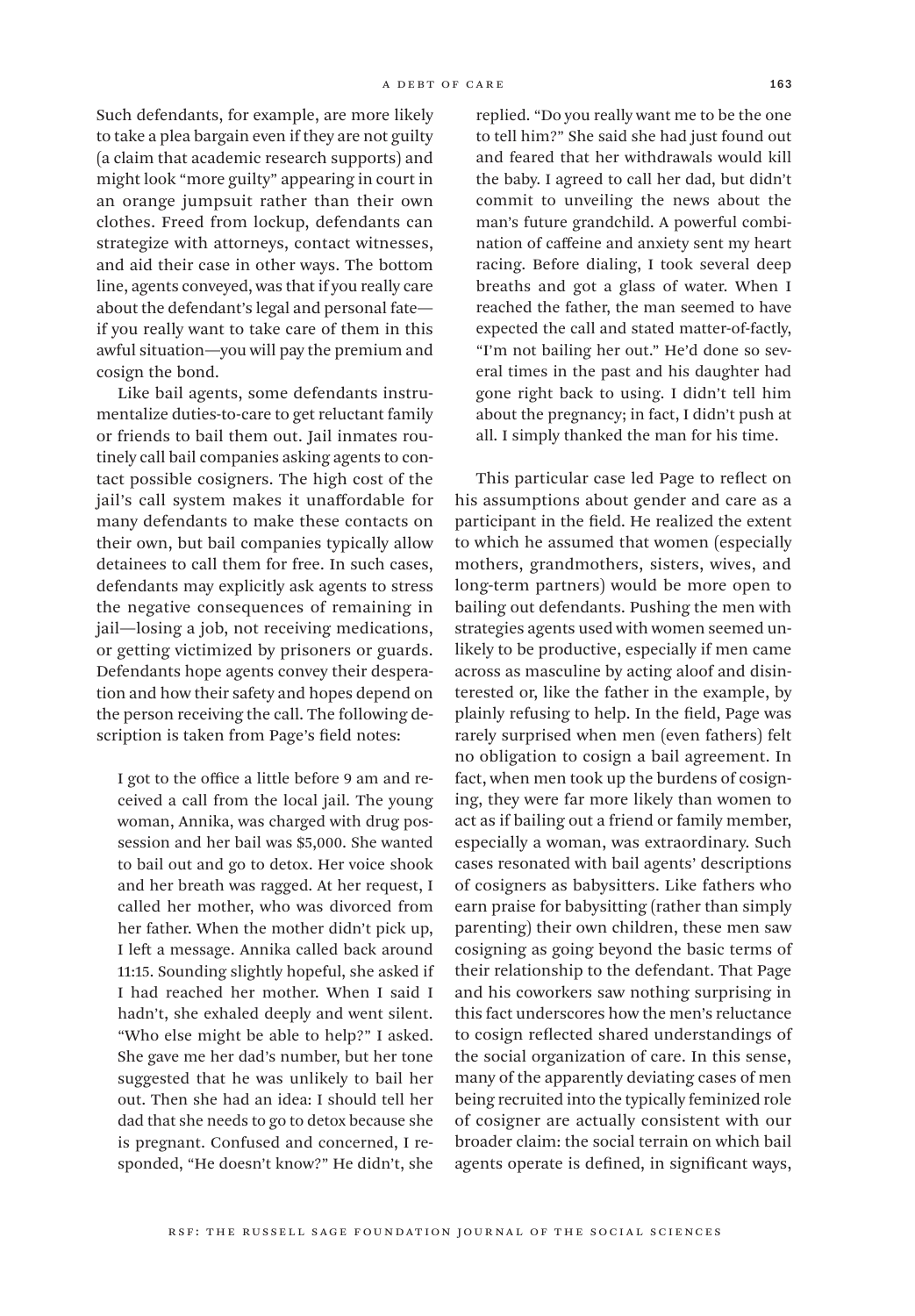Such defendants, for example, are more likely to take a plea bargain even if they are not guilty (a claim that academic research supports) and might look "more guilty" appearing in court in an orange jumpsuit rather than their own clothes. Freed from lockup, defendants can strategize with attorneys, contact witnesses, and aid their case in other ways. The bottom line, agents conveyed, was that if you really care about the defendant's legal and personal fate—if you really want to take care of them in this awful situation—you will pay the premium and cosign the bond.

Like bail agents, some defendants instrumentalize duties-to-care to get reluctant family or friends to bail them out. Jail inmates routinely call bail companies asking agents to contact possible cosigners. The high cost of the jail's call system makes it unaffordable for many defendants to make these contacts on their own, but bail companies typically allow detainees to call them for free. In such cases, defendants may explicitly ask agents to stress the negative consequences of remaining in jail—losing a job, not receiving medications, or getting victimized by prisoners or guards. Defendants hope agents convey their desperation and how their safety and hopes depend on the person receiving the call. The following description is taken from Page's field notes:

> I got to the office a little before 9 am and received a call from the local jail. The young woman, Annika, was charged with drug possession and her bail was $5,000. She wanted to bail out and go to detox. Her voice shook and her breath was ragged. At her request, I called her mother, who was divorced from her father. When the mother didn't pick up, I left a message. Annika called back around 11:15. Sounding slightly hopeful, she asked if I had reached her mother. When I said I hadn't, she exhaled deeply and went silent. "Who else might be able to help?" I asked. She gave me her dad's number, but her tone suggested that he was unlikely to bail her out. Then she had an idea: I should tell her dad that she needs to go to detox because she is pregnant. Confused and concerned, I responded, "He doesn't know?" He didn't, she replied. "Do you really want me to be the one to tell him?" She said she had just found out and feared that her withdrawals would kill the baby. I agreed to call her dad, but didn't commit to unveiling the news about the man's future grandchild. A powerful combination of caffeine and anxiety sent my heart racing. Before dialing, I took several deep breaths and got a glass of water. When I reached the father, the man seemed to have expected the call and stated matter-of-factly, "I'm not bailing her out." He'd done so several times in the past and his daughter had gone right back to using. I didn't tell him about the pregnancy; in fact, I didn't push at all. I simply thanked the man for his time.

This particular case led Page to reflect on his assumptions about gender and care as a participant in the field. He realized the extent to which he assumed that women (especially mothers, grandmothers, sisters, wives, and long-term partners) would be more open to bailing out defendants. Pushing the men with strategies agents used with women seemed unlikely to be productive, especially if men came across as masculine by acting aloof and disinterested or, like the father in the example, by plainly refusing to help. In the field, Page was rarely surprised when men (even fathers) felt no obligation to cosign a bail agreement. In fact, when men took up the burdens of cosigning, they were far more likely than women to act as if bailing out a friend or family member, especially a woman, was extraordinary. Such cases resonated with bail agents' descriptions of cosigners as babysitters. Like fathers who earn praise for babysitting (rather than simply parenting) their own children, these men saw cosigning as going beyond the basic terms of their relationship to the defendant. That Page and his coworkers saw nothing surprising in this fact underscores how the men's reluctance to cosign reflected shared understandings of the social organization of care. In this sense, many of the apparently deviating cases of men being recruited into the typically feminized role of cosigner are actually consistent with our broader claim: the social terrain on which bail agents operate is defined, in significant ways,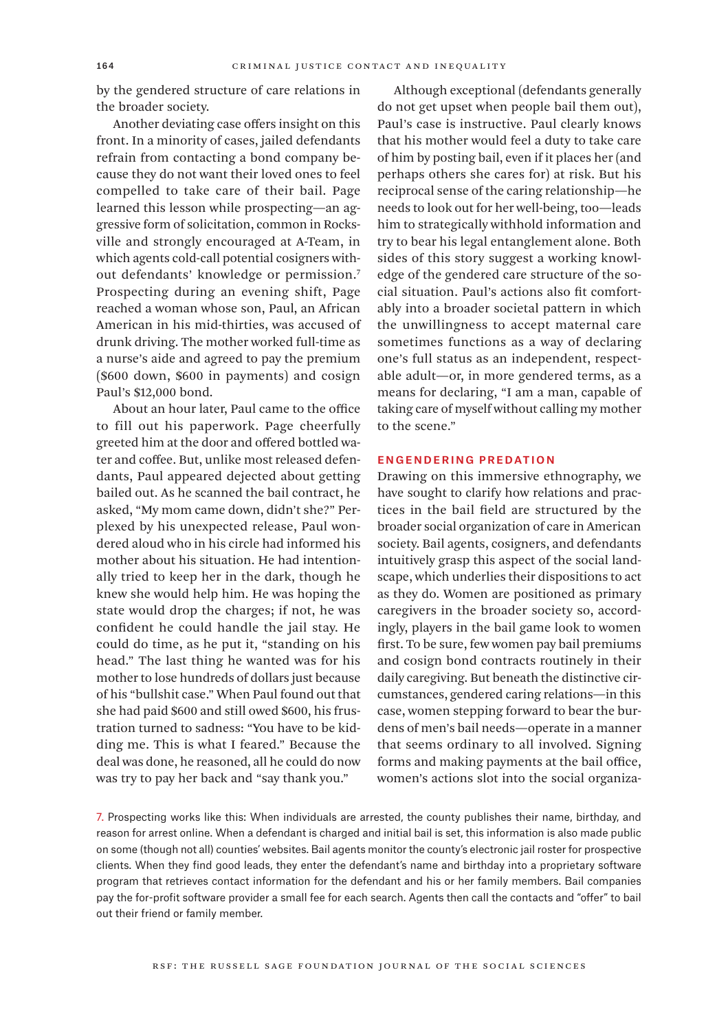by the gendered structure of care relations in the broader society.

Another deviating case offers insight on this front. In a minority of cases, jailed defendants refrain from contacting a bond company because they do not want their loved ones to feel compelled to take care of their bail. Page learned this lesson while prospecting—an aggressive form of solicitation, common in Rocksville and strongly encouraged at A-Team, in which agents cold-call potential cosigners without defendants' knowledge or permission.[7] Prospecting during an evening shift, Page reached a woman whose son, Paul, an African American in his mid-thirties, was accused of drunk driving. The mother worked full-time as a nurse's aide and agreed to pay the premium ($600 down, $600 in payments) and cosign Paul's $12,000 bond.

About an hour later, Paul came to the office to fill out his paperwork. Page cheerfully greeted him at the door and offered bottled water and coffee. But, unlike most released defendants, Paul appeared dejected about getting bailed out. As he scanned the bail contract, he asked, "My mom came down, didn't she?" Perplexed by his unexpected release, Paul wondered aloud who in his circle had informed his mother about his situation. He had intentionally tried to keep her in the dark, though he knew she would help him. He was hoping the state would drop the charges; if not, he was confident he could handle the jail stay. He could do time, as he put it, "standing on his head." The last thing he wanted was for his mother to lose hundreds of dollars just because of his "bullshit case." When Paul found out that she had paid $600 and still owed $600, his frustration turned to sadness: "You have to be kidding me. This is what I feared." Because the deal was done, he reasoned, all he could do now was try to pay her back and "say thank you."

Although exceptional (defendants generally do not get upset when people bail them out), Paul's case is instructive. Paul clearly knows that his mother would feel a duty to take care of him by posting bail, even if it places her (and perhaps others she cares for) at risk. But his reciprocal sense of the caring relationship—he needs to look out for her well-being, too—leads him to strategically withhold information and try to bear his legal entanglement alone. Both sides of this story suggest a working knowledge of the gendered care structure of the social situation. Paul's actions also fit comfortably into a broader societal pattern in which the unwillingness to accept maternal care sometimes functions as a way of declaring one's full status as an independent, respectable adult—or, in more gendered terms, as a means for declaring, "I am a man, capable of taking care of myself without calling my mother to the scene."

## ENGENDERING PREDATION

Drawing on this immersive ethnography, we have sought to clarify how relations and practices in the bail field are structured by the broader social organization of care in American society. Bail agents, cosigners, and defendants intuitively grasp this aspect of the social landscape, which underlies their dispositions to act as they do. Women are positioned as primary caregivers in the broader society so, accordingly, players in the bail game look to women first. To be sure, few women pay bail premiums and cosign bond contracts routinely in their daily caregiving. But beneath the distinctive circumstances, gendered caring relations—in this case, women stepping forward to bear the burdens of men's bail needs—operate in a manner that seems ordinary to all involved. Signing forms and making payments at the bail office, women's actions slot into the social organiza-

7. Prospecting works like this: When individuals are arrested, the county publishes their name, birthday, and reason for arrest online. When a defendant is charged and initial bail is set, this information is also made public on some (though not all) counties' websites. Bail agents monitor the county's electronic jail roster for prospective clients. When they find good leads, they enter the defendant's name and birthday into a proprietary software program that retrieves contact information for the defendant and his or her family members. Bail companies pay the for-profit software provider a small fee for each search. Agents then call the contacts and "offer" to bail out their friend or family member.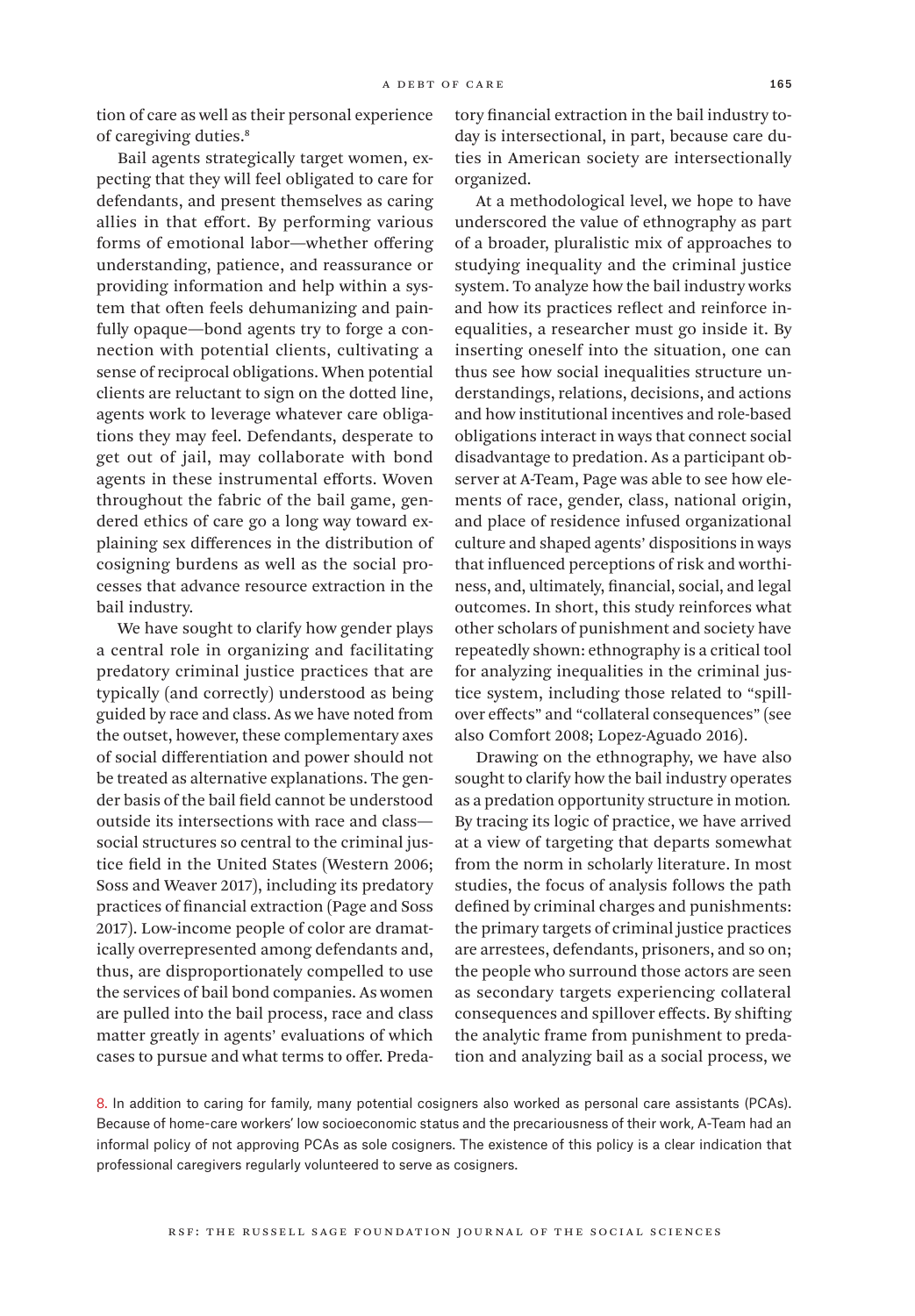tion of care as well as their personal experience of caregiving duties.[8]

Bail agents strategically target women, expecting that they will feel obligated to care for defendants, and present themselves as caring allies in that effort. By performing various forms of emotional labor—whether offering understanding, patience, and reassurance or providing information and help within a system that often feels dehumanizing and painfully opaque—bond agents try to forge a connection with potential clients, cultivating a sense of reciprocal obligations. When potential clients are reluctant to sign on the dotted line, agents work to leverage whatever care obligations they may feel. Defendants, desperate to get out of jail, may collaborate with bond agents in these instrumental efforts. Woven throughout the fabric of the bail game, gendered ethics of care go a long way toward explaining sex differences in the distribution of cosigning burdens as well as the social processes that advance resource extraction in the bail industry.

We have sought to clarify how gender plays a central role in organizing and facilitating predatory criminal justice practices that are typically (and correctly) understood as being guided by race and class. As we have noted from the outset, however, these complementary axes of social differentiation and power should not be treated as alternative explanations. The gender basis of the bail field cannot be understood outside its intersections with race and class—social structures so central to the criminal justice field in the United States (Western 2006; Soss and Weaver 2017), including its predatory practices of financial extraction (Page and Soss 2017). Low-income people of color are dramatically overrepresented among defendants and, thus, are disproportionately compelled to use the services of bail bond companies. As women are pulled into the bail process, race and class matter greatly in agents' evaluations of which cases to pursue and what terms to offer. Predatory financial extraction in the bail industry today is intersectional, in part, because care duties in American society are intersectionally organized.

At a methodological level, we hope to have underscored the value of ethnography as part of a broader, pluralistic mix of approaches to studying inequality and the criminal justice system. To analyze how the bail industry works and how its practices reflect and reinforce inequalities, a researcher must go inside it. By inserting oneself into the situation, one can thus see how social inequalities structure understandings, relations, decisions, and actions and how institutional incentives and role-based obligations interact in ways that connect social disadvantage to predation. As a participant observer at A-Team, Page was able to see how elements of race, gender, class, national origin, and place of residence infused organizational culture and shaped agents' dispositions in ways that influenced perceptions of risk and worthiness, and, ultimately, financial, social, and legal outcomes. In short, this study reinforces what other scholars of punishment and society have repeatedly shown: ethnography is a critical tool for analyzing inequalities in the criminal justice system, including those related to "spillover effects" and "collateral consequences" (see also Comfort 2008; Lopez-Aguado 2016).

Drawing on the ethnography, we have also sought to clarify how the bail industry operates as a predation opportunity structure in motion*.* By tracing its logic of practice, we have arrived at a view of targeting that departs somewhat from the norm in scholarly literature. In most studies, the focus of analysis follows the path defined by criminal charges and punishments: the primary targets of criminal justice practices are arrestees, defendants, prisoners, and so on; the people who surround those actors are seen as secondary targets experiencing collateral consequences and spillover effects. By shifting the analytic frame from punishment to predation and analyzing bail as a social process, we

8. In addition to caring for family, many potential cosigners also worked as personal care assistants (PCAs). Because of home-care workers' low socioeconomic status and the precariousness of their work, A-Team had an informal policy of not approving PCAs as sole cosigners. The existence of this policy is a clear indication that professional caregivers regularly volunteered to serve as cosigners.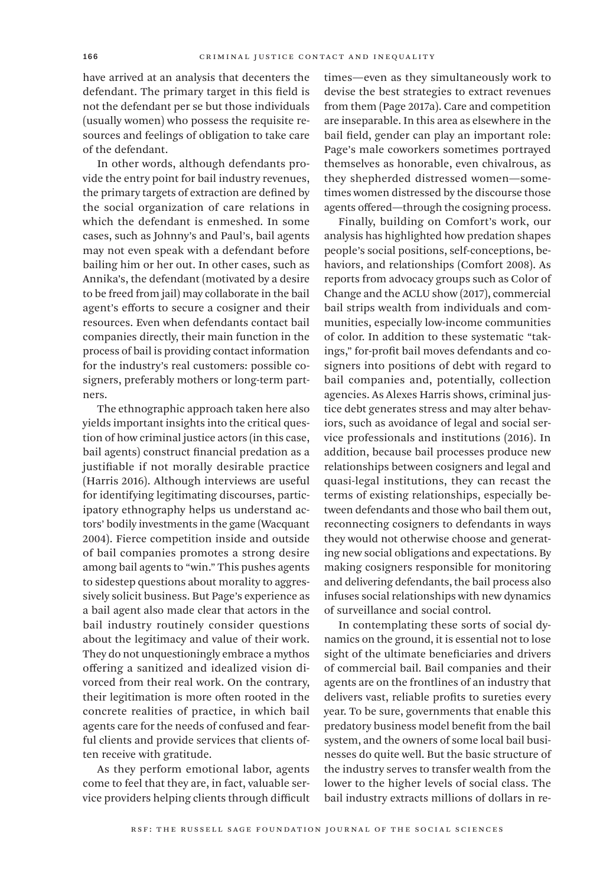have arrived at an analysis that decenters the defendant. The primary target in this field is not the defendant per se but those individuals (usually women) who possess the requisite resources and feelings of obligation to take care of the defendant.

In other words, although defendants provide the entry point for bail industry revenues, the primary targets of extraction are defined by the social organization of care relations in which the defendant is enmeshed. In some cases, such as Johnny's and Paul's, bail agents may not even speak with a defendant before bailing him or her out. In other cases, such as Annika's, the defendant (motivated by a desire to be freed from jail) may collaborate in the bail agent's efforts to secure a cosigner and their resources. Even when defendants contact bail companies directly, their main function in the process of bail is providing contact information for the industry's real customers: possible cosigners, preferably mothers or long-term partners.

The ethnographic approach taken here also yields important insights into the critical question of how criminal justice actors (in this case, bail agents) construct financial predation as a justifiable if not morally desirable practice (Harris 2016). Although interviews are useful for identifying legitimating discourses, participatory ethnography helps us understand actors' bodily investments in the game (Wacquant 2004). Fierce competition inside and outside of bail companies promotes a strong desire among bail agents to "win." This pushes agents to sidestep questions about morality to aggressively solicit business. But Page's experience as a bail agent also made clear that actors in the bail industry routinely consider questions about the legitimacy and value of their work. They do not unquestioningly embrace a mythos offering a sanitized and idealized vision divorced from their real work. On the contrary, their legitimation is more often rooted in the concrete realities of practice, in which bail agents care for the needs of confused and fearful clients and provide services that clients often receive with gratitude.

As they perform emotional labor, agents come to feel that they are, in fact, valuable service providers helping clients through difficult times—even as they simultaneously work to devise the best strategies to extract revenues from them (Page 2017a). Care and competition are inseparable. In this area as elsewhere in the bail field, gender can play an important role: Page's male coworkers sometimes portrayed themselves as honorable, even chivalrous, as they shepherded distressed women—sometimes women distressed by the discourse those agents offered—through the cosigning process.

Finally, building on Comfort's work, our analysis has highlighted how predation shapes people's social positions, self-conceptions, behaviors, and relationships (Comfort 2008). As reports from advocacy groups such as Color of Change and the ACLU show (2017), commercial bail strips wealth from individuals and communities, especially low-income communities of color. In addition to these systematic "takings," for-profit bail moves defendants and cosigners into positions of debt with regard to bail companies and, potentially, collection agencies. As Alexes Harris shows, criminal justice debt generates stress and may alter behaviors, such as avoidance of legal and social service professionals and institutions (2016). In addition, because bail processes produce new relationships between cosigners and legal and quasi-legal institutions, they can recast the terms of existing relationships, especially between defendants and those who bail them out, reconnecting cosigners to defendants in ways they would not otherwise choose and generating new social obligations and expectations. By making cosigners responsible for monitoring and delivering defendants, the bail process also infuses social relationships with new dynamics of surveillance and social control.

In contemplating these sorts of social dynamics on the ground, it is essential not to lose sight of the ultimate beneficiaries and drivers of commercial bail. Bail companies and their agents are on the frontlines of an industry that delivers vast, reliable profits to sureties every year. To be sure, governments that enable this predatory business model benefit from the bail system, and the owners of some local bail businesses do quite well. But the basic structure of the industry serves to transfer wealth from the lower to the higher levels of social class. The bail industry extracts millions of dollars in re-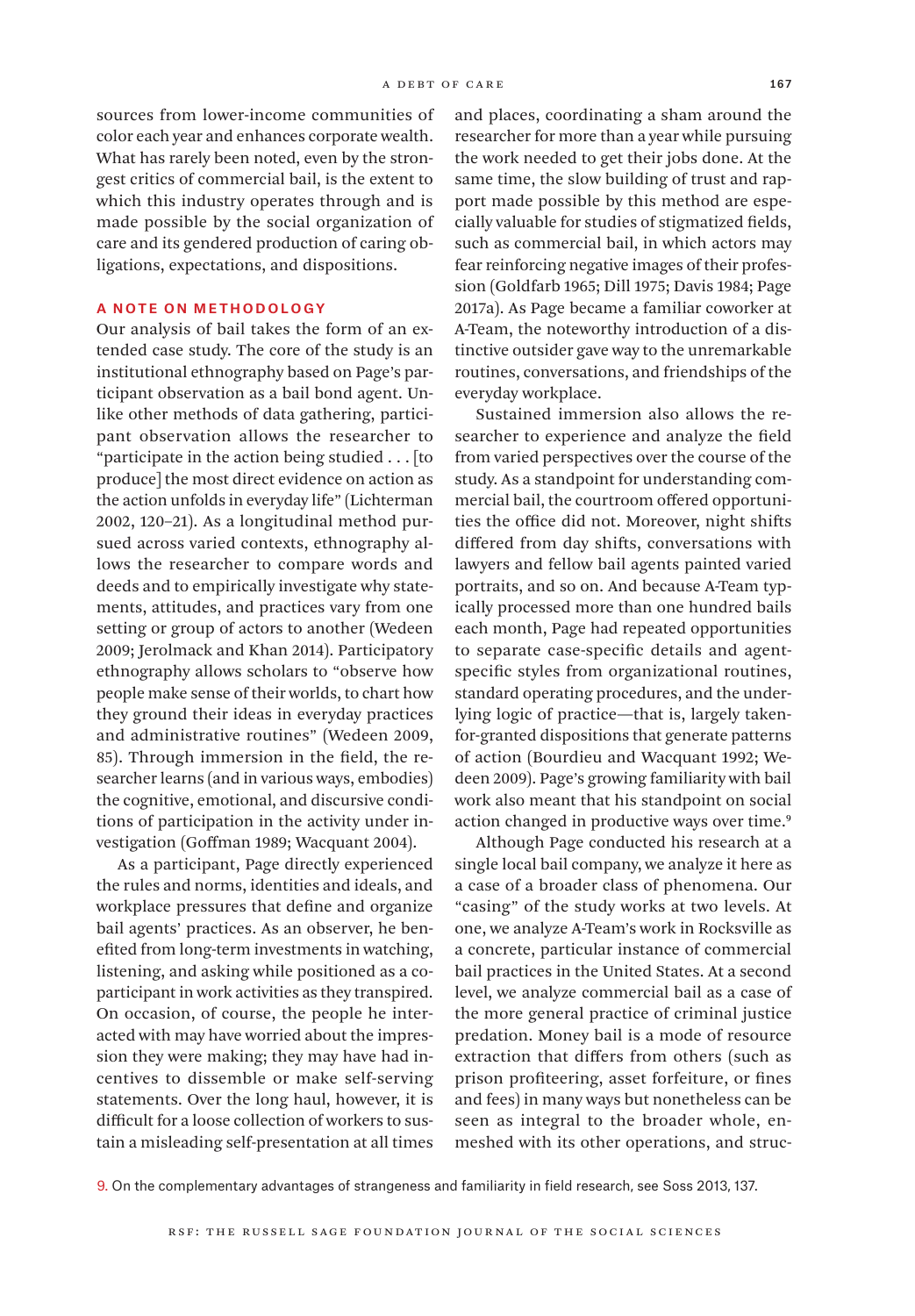sources from lower-income communities of color each year and enhances corporate wealth. What has rarely been noted, even by the strongest critics of commercial bail, is the extent to which this industry operates through and is made possible by the social organization of care and its gendered production of caring obligations, expectations, and dispositions.

## A NOTE ON METHODOLOGY

Our analysis of bail takes the form of an extended case study. The core of the study is an institutional ethnography based on Page's participant observation as a bail bond agent. Unlike other methods of data gathering, participant observation allows the researcher to "participate in the action being studied . . . [to produce] the most direct evidence on action as the action unfolds in everyday life" (Lichterman 2002, 120–21). As a longitudinal method pursued across varied contexts, ethnography allows the researcher to compare words and deeds and to empirically investigate why statements, attitudes, and practices vary from one setting or group of actors to another (Wedeen 2009; Jerolmack and Khan 2014). Participatory ethnography allows scholars to "observe how people make sense of their worlds, to chart how they ground their ideas in everyday practices and administrative routines" (Wedeen 2009, 85). Through immersion in the field, the researcher learns (and in various ways, embodies) the cognitive, emotional, and discursive conditions of participation in the activity under investigation (Goffman 1989; Wacquant 2004).

As a participant, Page directly experienced the rules and norms, identities and ideals, and workplace pressures that define and organize bail agents' practices. As an observer, he benefited from long-term investments in watching, listening, and asking while positioned as a coparticipant in work activities as they transpired. On occasion, of course, the people he interacted with may have worried about the impression they were making; they may have had incentives to dissemble or make self-serving statements. Over the long haul, however, it is difficult for a loose collection of workers to sustain a misleading self-presentation at all times and places, coordinating a sham around the researcher for more than a year while pursuing the work needed to get their jobs done. At the same time, the slow building of trust and rapport made possible by this method are especially valuable for studies of stigmatized fields, such as commercial bail, in which actors may fear reinforcing negative images of their profession (Goldfarb 1965; Dill 1975; Davis 1984; Page 2017a). As Page became a familiar coworker at A-Team, the noteworthy introduction of a distinctive outsider gave way to the unremarkable routines, conversations, and friendships of the everyday workplace.

Sustained immersion also allows the researcher to experience and analyze the field from varied perspectives over the course of the study. As a standpoint for understanding commercial bail, the courtroom offered opportunities the office did not. Moreover, night shifts differed from day shifts, conversations with lawyers and fellow bail agents painted varied portraits, and so on. And because A-Team typically processed more than one hundred bails each month, Page had repeated opportunities to separate case-specific details and agent-specific styles from organizational routines, standard operating procedures, and the underlying logic of practice—that is, largely taken-for-granted dispositions that generate patterns of action (Bourdieu and Wacquant 1992; Wedeen 2009). Page's growing familiarity with bail work also meant that his standpoint on social action changed in productive ways over time.[9]

Although Page conducted his research at a single local bail company, we analyze it here as a case of a broader class of phenomena. Our "casing" of the study works at two levels. At one, we analyze A-Team's work in Rocksville as a concrete, particular instance of commercial bail practices in the United States. At a second level, we analyze commercial bail as a case of the more general practice of criminal justice predation. Money bail is a mode of resource extraction that differs from others (such as prison profiteering, asset forfeiture, or fines and fees) in many ways but nonetheless can be seen as integral to the broader whole, enmeshed with its other operations, and struc-

9. On the complementary advantages of strangeness and familiarity in field research, see Soss 2013, 137.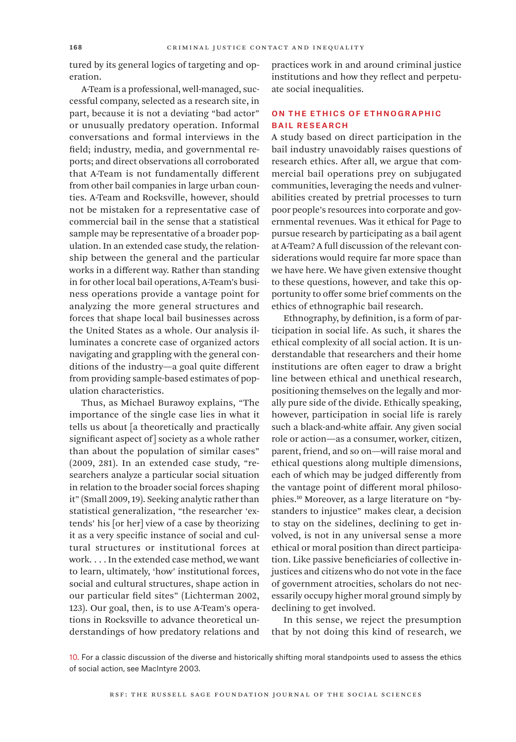tured by its general logics of targeting and operation.

A-Team is a professional, well-managed, successful company, selected as a research site, in part, because it is not a deviating "bad actor" or unusually predatory operation. Informal conversations and formal interviews in the field; industry, media, and governmental reports; and direct observations all corroborated that A-Team is not fundamentally different from other bail companies in large urban counties. A-Team and Rocksville, however, should not be mistaken for a representative case of commercial bail in the sense that a statistical sample may be representative of a broader population. In an extended case study, the relationship between the general and the particular works in a different way. Rather than standing in for other local bail operations, A-Team's business operations provide a vantage point for analyzing the more general structures and forces that shape local bail businesses across the United States as a whole. Our analysis illuminates a concrete case of organized actors navigating and grappling with the general conditions of the industry—a goal quite different from providing sample-based estimates of population characteristics.

Thus, as Michael Burawoy explains, "The importance of the single case lies in what it tells us about [a theoretically and practically significant aspect of] society as a whole rather than about the population of similar cases" (2009, 281). In an extended case study, "researchers analyze a particular social situation in relation to the broader social forces shaping it" (Small 2009, 19). Seeking analytic rather than statistical generalization, "the researcher 'extends' his [or her] view of a case by theorizing it as a very specific instance of social and cultural structures or institutional forces at work. . . . In the extended case method, we want to learn, ultimately, 'how' institutional forces, social and cultural structures, shape action in our particular field sites" (Lichterman 2002, 123). Our goal, then, is to use A-Team's operations in Rocksville to advance theoretical understandings of how predatory relations and practices work in and around criminal justice institutions and how they reflect and perpetuate social inequalities.

## On the Ethics of Ethnographic Bail Research

A study based on direct participation in the bail industry unavoidably raises questions of research ethics. After all, we argue that commercial bail operations prey on subjugated communities, leveraging the needs and vulnerabilities created by pretrial processes to turn poor people's resources into corporate and governmental revenues. Was it ethical for Page to pursue research by participating as a bail agent at A-Team? A full discussion of the relevant considerations would require far more space than we have here. We have given extensive thought to these questions, however, and take this opportunity to offer some brief comments on the ethics of ethnographic bail research.

Ethnography, by definition, is a form of participation in social life. As such, it shares the ethical complexity of all social action. It is understandable that researchers and their home institutions are often eager to draw a bright line between ethical and unethical research, positioning themselves on the legally and morally pure side of the divide. Ethically speaking, however, participation in social life is rarely such a black-and-white affair. Any given social role or action—as a consumer, worker, citizen, parent, friend, and so on—will raise moral and ethical questions along multiple dimensions, each of which may be judged differently from the vantage point of different moral philosophies.[10] Moreover, as a large literature on "bystanders to injustice" makes clear, a decision to stay on the sidelines, declining to get involved, is not in any universal sense a more ethical or moral position than direct participation. Like passive beneficiaries of collective injustices and citizens who do not vote in the face of government atrocities, scholars do not necessarily occupy higher moral ground simply by declining to get involved.

In this sense, we reject the presumption that by not doing this kind of research, we

10. For a classic discussion of the diverse and historically shifting moral standpoints used to assess the ethics of social action, see MacIntyre 2003.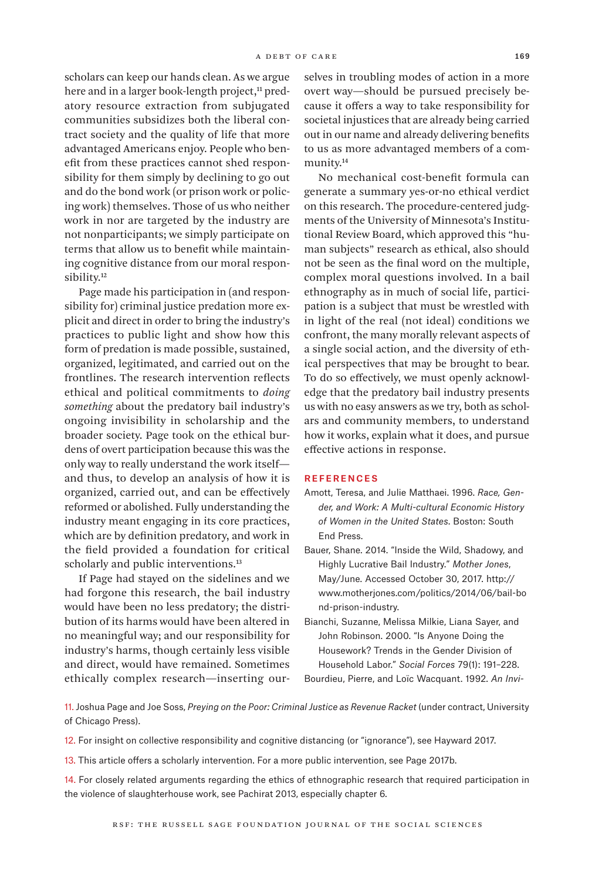scholars can keep our hands clean. As we argue here and in a larger book-length project,[11] predatory resource extraction from subjugated communities subsidizes both the liberal contract society and the quality of life that more advantaged Americans enjoy. People who benefit from these practices cannot shed responsibility for them simply by declining to go out and do the bond work (or prison work or policing work) themselves. Those of us who neither work in nor are targeted by the industry are not nonparticipants; we simply participate on terms that allow us to benefit while maintaining cognitive distance from our moral responsibility.[12]

Page made his participation in (and responsibility for) criminal justice predation more explicit and direct in order to bring the industry's practices to public light and show how this form of predation is made possible, sustained, organized, legitimated, and carried out on the frontlines. The research intervention reflects ethical and political commitments to *doing something* about the predatory bail industry's ongoing invisibility in scholarship and the broader society. Page took on the ethical burdens of overt participation because this was the only way to really understand the work itself—and thus, to develop an analysis of how it is organized, carried out, and can be effectively reformed or abolished. Fully understanding the industry meant engaging in its core practices, which are by definition predatory, and work in the field provided a foundation for critical scholarly and public interventions.[13]

If Page had stayed on the sidelines and we had forgone this research, the bail industry would have been no less predatory; the distribution of its harms would have been altered in no meaningful way; and our responsibility for industry's harms, though certainly less visible and direct, would have remained. Sometimes ethically complex research—inserting ourselves in troubling modes of action in a more overt way—should be pursued precisely because it offers a way to take responsibility for societal injustices that are already being carried out in our name and already delivering benefits to us as more advantaged members of a community.[14]

No mechanical cost-benefit formula can generate a summary yes-or-no ethical verdict on this research. The procedure-centered judgments of the University of Minnesota's Institutional Review Board, which approved this "human subjects" research as ethical, also should not be seen as the final word on the multiple, complex moral questions involved. In a bail ethnography as in much of social life, participation is a subject that must be wrestled with in light of the real (not ideal) conditions we confront, the many morally relevant aspects of a single social action, and the diversity of ethical perspectives that may be brought to bear. To do so effectively, we must openly acknowledge that the predatory bail industry presents us with no easy answers as we try, both as scholars and community members, to understand how it works, explain what it does, and pursue effective actions in response.

## REFERENCES

Amott, Teresa, and Julie Matthaei. 1996. *Race, Gender, and Work: A Multi-cultural Economic History of Women in the United States*. Boston: South End Press.

Bauer, Shane. 2014. "Inside the Wild, Shadowy, and Highly Lucrative Bail Industry." *Mother Jones*, May/June. Accessed October 30, 2017. http://www.motherjones.com/politics/2014/06/bail-bond-prison-industry.

Bianchi, Suzanne, Melissa Milkie, Liana Sayer, and John Robinson. 2000. "Is Anyone Doing the Housework? Trends in the Gender Division of Household Labor." *Social Forces* 79(1): 191–228.

Bourdieu, Pierre, and Loïc Wacquant. 1992. *An Invi-*

11. Joshua Page and Joe Soss, *Preying on the Poor: Criminal Justice as Revenue Racket* (under contract, University of Chicago Press).

12. For insight on collective responsibility and cognitive distancing (or "ignorance"), see Hayward 2017.

13. This article offers a scholarly intervention. For a more public intervention, see Page 2017b.

14. For closely related arguments regarding the ethics of ethnographic research that required participation in the violence of slaughterhouse work, see Pachirat 2013, especially chapter 6.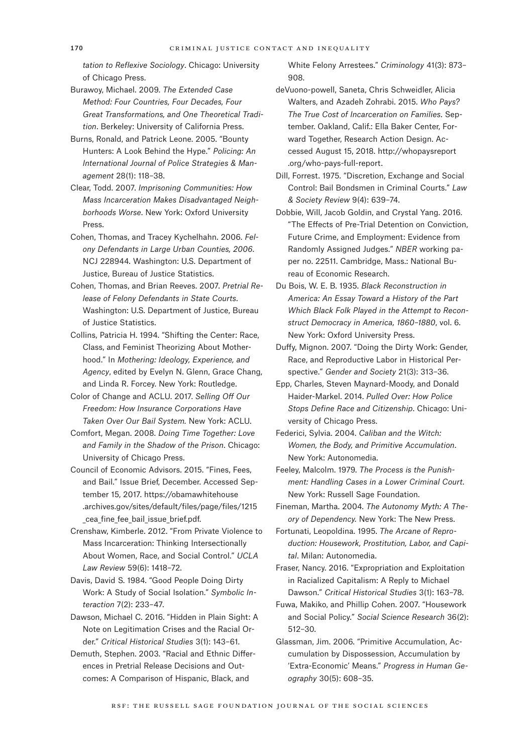*tation to Reflexive Sociology*. Chicago: University of Chicago Press.

Burawoy, Michael. 2009. *The Extended Case Method: Four Countries, Four Decades, Four Great Transformations, and One Theoretical Tradition*. Berkeley: University of California Press.

Burns, Ronald, and Patrick Leone. 2005. "Bounty Hunters: A Look Behind the Hype." *Policing: An International Journal of Police Strategies & Management* 28(1): 118–38.

Clear, Todd. 2007. *Imprisoning Communities: How Mass Incarceration Makes Disadvantaged Neighborhoods Worse*. New York: Oxford University Press.

Cohen, Thomas, and Tracey Kychelhahn. 2006. *Felony Defendants in Large Urban Counties, 2006*. NCJ 228944. Washington: U.S. Department of Justice, Bureau of Justice Statistics.

Cohen, Thomas, and Brian Reeves. 2007. *Pretrial Release of Felony Defendants in State Courts*. Washington: U.S. Department of Justice, Bureau of Justice Statistics.

Collins, Patricia H. 1994. "Shifting the Center: Race, Class, and Feminist Theorizing About Motherhood." In *Mothering: Ideology, Experience, and Agency*, edited by Evelyn N. Glenn, Grace Chang, and Linda R. Forcey. New York: Routledge.

Color of Change and ACLU. 2017. *Selling Off Our Freedom: How Insurance Corporations Have Taken Over Our Bail System.* New York: ACLU.

Comfort, Megan. 2008. *Doing Time Together: Love and Family in the Shadow of the Prison*. Chicago: University of Chicago Press.

Council of Economic Advisors. 2015. "Fines, Fees, and Bail." Issue Brief, December. Accessed September 15, 2017. https://obamawhitehouse.archives.gov/sites/default/files/page/files/1215_cea_fine_fee_bail_issue_brief.pdf.

Crenshaw, Kimberle. 2012. "From Private Violence to Mass Incarceration: Thinking Intersectionally About Women, Race, and Social Control." *UCLA Law Review* 59(6): 1418–72.

Davis, David S. 1984. "Good People Doing Dirty Work: A Study of Social Isolation." *Symbolic Interaction* 7(2): 233–47.

Dawson, Michael C. 2016. "Hidden in Plain Sight: A Note on Legitimation Crises and the Racial Order." *Critical Historical Studies* 3(1): 143–61.

Demuth, Stephen. 2003. "Racial and Ethnic Differences in Pretrial Release Decisions and Outcomes: A Comparison of Hispanic, Black, and White Felony Arrestees." *Criminology* 41(3): 873–908.

deVuono-powell, Saneta, Chris Schweidler, Alicia Walters, and Azadeh Zohrabi. 2015. *Who Pays? The True Cost of Incarceration on Families*. September. Oakland, Calif.: Ella Baker Center, Forward Together, Research Action Design. Accessed August 15, 2018. http://whopaysreport.org/who-pays-full-report.

Dill, Forrest. 1975. "Discretion, Exchange and Social Control: Bail Bondsmen in Criminal Courts." *Law & Society Review* 9(4): 639–74.

Dobbie, Will, Jacob Goldin, and Crystal Yang. 2016. "The Effects of Pre-Trial Detention on Conviction, Future Crime, and Employment: Evidence from Randomly Assigned Judges." *NBER* working paper no. 22511. Cambridge, Mass.: National Bureau of Economic Research.

Du Bois, W. E. B. 1935. *Black Reconstruction in America: An Essay Toward a History of the Part Which Black Folk Played in the Attempt to Reconstruct Democracy in America, 1860–1880*, vol. 6. New York: Oxford University Press.

Duffy, Mignon. 2007. "Doing the Dirty Work: Gender, Race, and Reproductive Labor in Historical Perspective." *Gender and Society* 21(3): 313–36.

Epp, Charles, Steven Maynard-Moody, and Donald Haider-Markel. 2014. *Pulled Over: How Police Stops Define Race and Citizenship*. Chicago: University of Chicago Press.

Federici, Sylvia. 2004. *Caliban and the Witch: Women, the Body, and Primitive Accumulation*. New York: Autonomedia.

Feeley, Malcolm. 1979. *The Process is the Punishment: Handling Cases in a Lower Criminal Court.* New York: Russell Sage Foundation.

Fineman, Martha. 2004. *The Autonomy Myth: A Theory of Dependency.* New York: The New Press.

Fortunati, Leopoldina. 1995. *The Arcane of Reproduction: Housework, Prostitution, Labor, and Capital*. Milan: Autonomedia.

Fraser, Nancy. 2016. "Expropriation and Exploitation in Racialized Capitalism: A Reply to Michael Dawson." *Critical Historical Studies* 3(1): 163–78.

Fuwa, Makiko, and Phillip Cohen. 2007. "Housework and Social Policy." *Social Science Research* 36(2): 512–30.

Glassman, Jim. 2006. "Primitive Accumulation, Accumulation by Dispossession, Accumulation by 'Extra-Economic' Means." *Progress in Human Geography* 30(5): 608–35.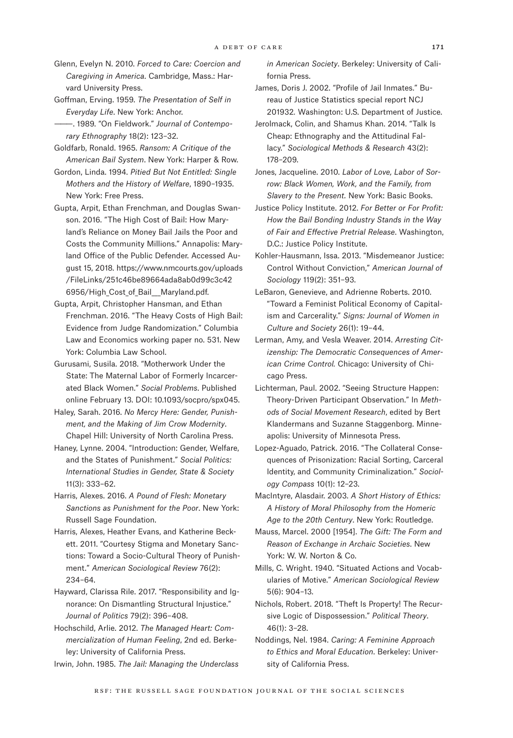Glenn, Evelyn N. 2010. *Forced to Care: Coercion and Caregiving in America*. Cambridge, Mass.: Harvard University Press.

Goffman, Erving. 1959. *The Presentation of Self in Everyday Life*. New York: Anchor.

———. 1989. "On Fieldwork." *Journal of Contemporary Ethnography* 18(2): 123–32.

Goldfarb, Ronald. 1965. *Ransom: A Critique of the American Bail System*. New York: Harper & Row.

Gordon, Linda. 1994. *Pitied But Not Entitled: Single Mothers and the History of Welfare*, 1890–1935. New York: Free Press.

Gupta, Arpit, Ethan Frenchman, and Douglas Swanson. 2016. "The High Cost of Bail: How Maryland's Reliance on Money Bail Jails the Poor and Costs the Community Millions." Annapolis: Maryland Office of the Public Defender. Accessed August 15, 2018. https://www.nmcourts.gov/uploads/FileLinks/251c46be89664ada8ab0d99c3c426956/High_Cost_of_Bail__Maryland.pdf.

Gupta, Arpit, Christopher Hansman, and Ethan Frenchman. 2016. "The Heavy Costs of High Bail: Evidence from Judge Randomization." Columbia Law and Economics working paper no. 531. New York: Columbia Law School.

Gurusami, Susila. 2018. "Motherwork Under the State: The Maternal Labor of Formerly Incarcerated Black Women." *Social Problems*. Published online February 13. DOI: 10.1093/socpro/spx045.

Haley, Sarah. 2016. *No Mercy Here: Gender, Punishment, and the Making of Jim Crow Modernity*. Chapel Hill: University of North Carolina Press.

Haney, Lynne. 2004. "Introduction: Gender, Welfare, and the States of Punishment." *Social Politics: International Studies in Gender, State & Society* 11(3): 333–62.

Harris, Alexes. 2016. *A Pound of Flesh: Monetary Sanctions as Punishment for the Poor*. New York: Russell Sage Foundation.

Harris, Alexes, Heather Evans, and Katherine Beckett. 2011. "Courtesy Stigma and Monetary Sanctions: Toward a Socio-Cultural Theory of Punishment." *American Sociological Review* 76(2): 234–64.

Hayward, Clarissa Rile. 2017. "Responsibility and Ignorance: On Dismantling Structural Injustice." *Journal of Politics* 79(2): 396–408.

Hochschild, Arlie. 2012. *The Managed Heart: Commercialization of Human Feeling*, 2nd ed. Berkeley: University of California Press.

Irwin, John. 1985. *The Jail: Managing the Underclass in American Society*. Berkeley: University of California Press.

James, Doris J. 2002. "Profile of Jail Inmates." Bureau of Justice Statistics special report NCJ 201932. Washington: U.S. Department of Justice.

Jerolmack, Colin, and Shamus Khan. 2014. "Talk Is Cheap: Ethnography and the Attitudinal Fallacy." *Sociological Methods & Research* 43(2): 178–209.

Jones, Jacqueline. 2010. *Labor of Love, Labor of Sorrow: Black Women, Work, and the Family, from Slavery to the Present.* New York: Basic Books.

Justice Policy Institute. 2012. *For Better or For Profit: How the Bail Bonding Industry Stands in the Way of Fair and Effective Pretrial Release*. Washington, D.C.: Justice Policy Institute.

Kohler-Hausmann, Issa. 2013. "Misdemeanor Justice: Control Without Conviction," *American Journal of Sociology* 119(2): 351–93.

LeBaron, Genevieve, and Adrienne Roberts. 2010. "Toward a Feminist Political Economy of Capitalism and Carcerality." *Signs: Journal of Women in Culture and Society* 26(1): 19–44.

Lerman, Amy, and Vesla Weaver. 2014. *Arresting Citizenship: The Democratic Consequences of American Crime Control.* Chicago: University of Chicago Press.

Lichterman, Paul. 2002. "Seeing Structure Happen: Theory-Driven Participant Observation." In *Methods of Social Movement Research*, edited by Bert Klandermans and Suzanne Staggenborg. Minneapolis: University of Minnesota Press.

Lopez-Aguado, Patrick. 2016. "The Collateral Consequences of Prisonization: Racial Sorting, Carceral Identity, and Community Criminalization." *Sociology Compass* 10(1): 12–23.

MacIntyre, Alasdair. 2003. *A Short History of Ethics: A History of Moral Philosophy from the Homeric Age to the 20th Century*. New York: Routledge.

Mauss, Marcel. 2000 [1954]. *The Gift: The Form and Reason of Exchange in Archaic Societies*. New York: W. W. Norton & Co.

Mills, C. Wright. 1940. "Situated Actions and Vocabularies of Motive." *American Sociological Review* 5(6): 904–13.

Nichols, Robert. 2018. "Theft Is Property! The Recursive Logic of Dispossession." *Political Theory*. 46(1): 3–28.

Noddings, Nel. 1984. *Caring: A Feminine Approach to Ethics and Moral Education*. Berkeley: University of California Press.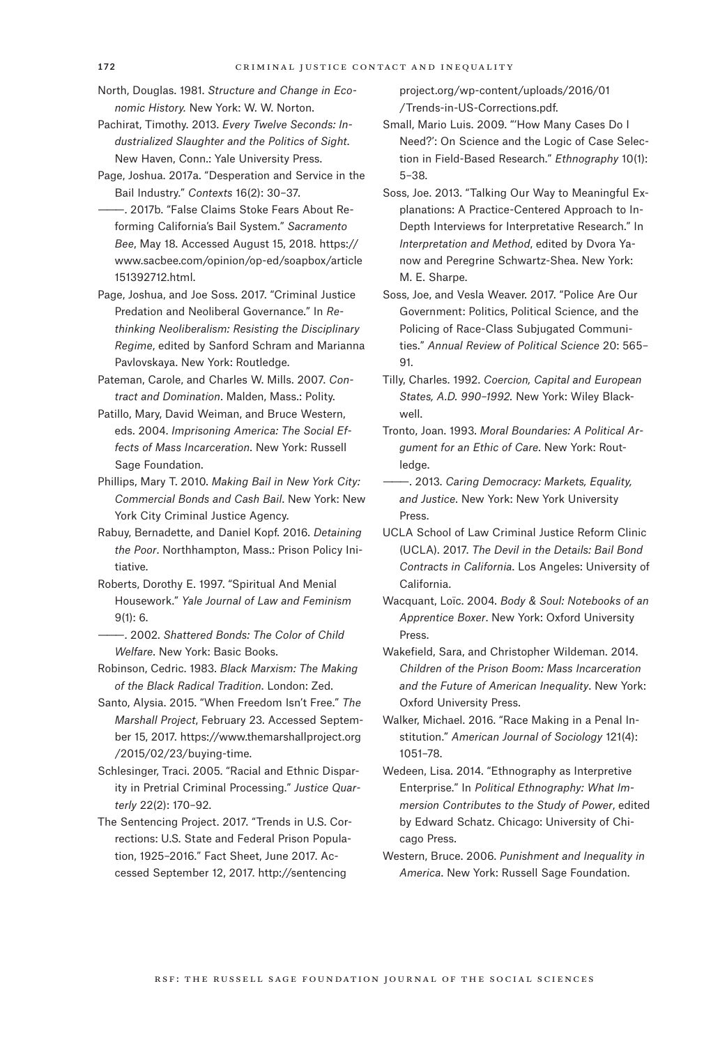North, Douglas. 1981. *Structure and Change in Economic History.* New York: W. W. Norton.

Pachirat, Timothy. 2013. *Every Twelve Seconds: Industrialized Slaughter and the Politics of Sight.* New Haven, Conn.: Yale University Press.

Page, Joshua. 2017a. "Desperation and Service in the Bail Industry." *Contexts* 16(2): 30–37.

———. 2017b. "False Claims Stoke Fears About Reforming California's Bail System." *Sacramento Bee*, May 18. Accessed August 15, 2018. https://www.sacbee.com/opinion/op-ed/soapbox/article151392712.html.

Page, Joshua, and Joe Soss. 2017. "Criminal Justice Predation and Neoliberal Governance." In *Rethinking Neoliberalism: Resisting the Disciplinary Regime*, edited by Sanford Schram and Marianna Pavlovskaya. New York: Routledge.

Pateman, Carole, and Charles W. Mills. 2007. *Contract and Domination*. Malden, Mass.: Polity.

Patillo, Mary, David Weiman, and Bruce Western, eds. 2004. *Imprisoning America: The Social Effects of Mass Incarceration*. New York: Russell Sage Foundation.

Phillips, Mary T. 2010. *Making Bail in New York City: Commercial Bonds and Cash Bail*. New York: New York City Criminal Justice Agency.

Rabuy, Bernadette, and Daniel Kopf. 2016. *Detaining the Poor*. Northhampton, Mass.: Prison Policy Initiative.

Roberts, Dorothy E. 1997. "Spiritual And Menial Housework." *Yale Journal of Law and Feminism* 9(1): 6.

———. 2002. *Shattered Bonds: The Color of Child Welfare*. New York: Basic Books.

Robinson, Cedric. 1983. *Black Marxism: The Making of the Black Radical Tradition*. London: Zed.

Santo, Alysia. 2015. "When Freedom Isn't Free." *The Marshall Project*, February 23. Accessed September 15, 2017. https://www.themarshallproject.org/2015/02/23/buying-time.

Schlesinger, Traci. 2005. "Racial and Ethnic Disparity in Pretrial Criminal Processing." *Justice Quarterly* 22(2): 170–92.

The Sentencing Project. 2017. "Trends in U.S. Corrections: U.S. State and Federal Prison Population, 1925–2016." Fact Sheet, June 2017. Accessed September 12, 2017. http://sentencingproject.org/wp-content/uploads/2016/01/Trends-in-US-Corrections.pdf.

Small, Mario Luis. 2009. "'How Many Cases Do I Need?': On Science and the Logic of Case Selection in Field-Based Research." *Ethnography* 10(1): 5–38.

Soss, Joe. 2013. "Talking Our Way to Meaningful Explanations: A Practice-Centered Approach to In-Depth Interviews for Interpretative Research." In *Interpretation and Method*, edited by Dvora Yanow and Peregrine Schwartz-Shea. New York: M. E. Sharpe.

Soss, Joe, and Vesla Weaver. 2017. "Police Are Our Government: Politics, Political Science, and the Policing of Race-Class Subjugated Communities." *Annual Review of Political Science* 20: 565–91.

Tilly, Charles. 1992. *Coercion, Capital and European States, A.D. 990–1992.* New York: Wiley Blackwell.

Tronto, Joan. 1993. *Moral Boundaries: A Political Argument for an Ethic of Care*. New York: Routledge.

———. 2013. *Caring Democracy: Markets, Equality, and Justice*. New York: New York University Press.

UCLA School of Law Criminal Justice Reform Clinic (UCLA). 2017. *The Devil in the Details: Bail Bond Contracts in California*. Los Angeles: University of California.

Wacquant, Loïc. 2004. *Body & Soul: Notebooks of an Apprentice Boxer*. New York: Oxford University Press.

Wakefield, Sara, and Christopher Wildeman. 2014. *Children of the Prison Boom: Mass Incarceration and the Future of American Inequality*. New York: Oxford University Press.

Walker, Michael. 2016. "Race Making in a Penal Institution." *American Journal of Sociology* 121(4): 1051–78.

Wedeen, Lisa. 2014. "Ethnography as Interpretive Enterprise." In *Political Ethnography: What Immersion Contributes to the Study of Power*, edited by Edward Schatz. Chicago: University of Chicago Press.

Western, Bruce. 2006. *Punishment and Inequality in America*. New York: Russell Sage Foundation.